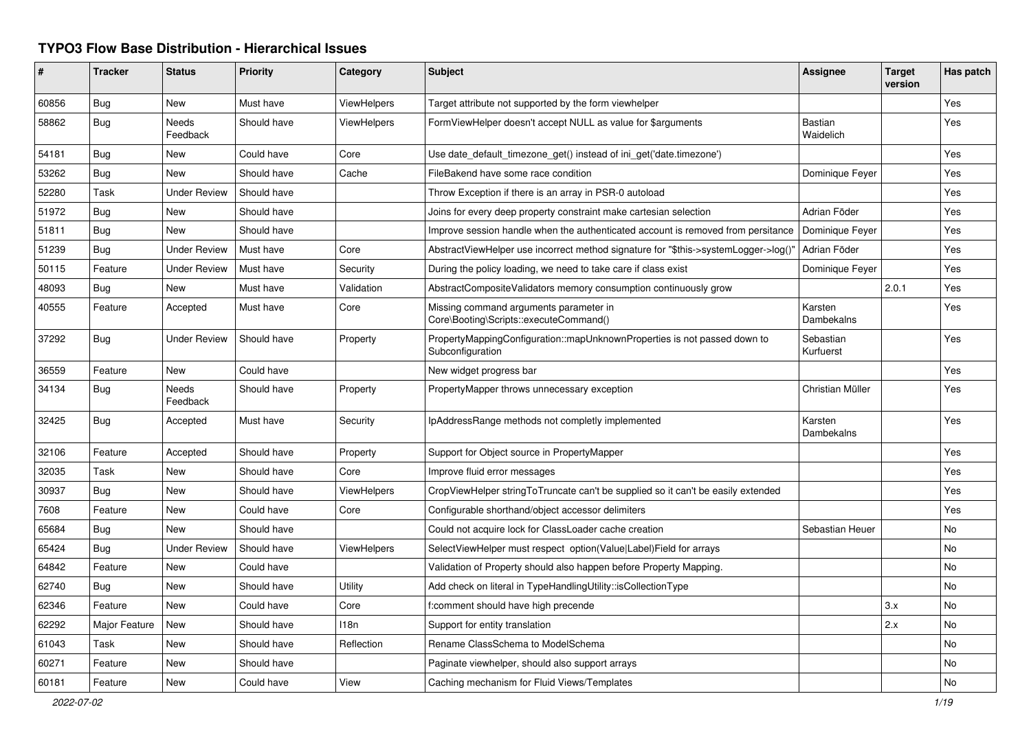# TYPO3 Flow Base Distribution - Hierarchical Issues

| # | Tracker | Status | Priority | Category | Subject | Assignee | Target version | Has patch |
|---|---|---|---|---|---|---|---|---|
| 60856 | Bug | New | Must have | ViewHelpers | Target attribute not supported by the form viewhelper | | | Yes |
| 58862 | Bug | Needs Feedback | Should have | ViewHelpers | FormViewHelper doesn't accept NULL as value for $arguments | Bastian Waidelich | | Yes |
| 54181 | Bug | New | Could have | Core | Use date_default_timezone_get() instead of ini_get('date.timezone') | | | Yes |
| 53262 | Bug | New | Should have | Cache | FileBakend have some race condition | Dominique Feyer | | Yes |
| 52280 | Task | Under Review | Should have | | Throw Exception if there is an array in PSR-0 autoload | | | Yes |
| 51972 | Bug | New | Should have | | Joins for every deep property constraint make cartesian selection | Adrian Föder | | Yes |
| 51811 | Bug | New | Should have | | Improve session handle when the authenticated account is removed from persitance | Dominique Feyer | | Yes |
| 51239 | Bug | Under Review | Must have | Core | AbstractViewHelper use incorrect method signature for "$this->systemLogger->log()" | Adrian Föder | | Yes |
| 50115 | Feature | Under Review | Must have | Security | During the policy loading, we need to take care if class exist | Dominique Feyer | | Yes |
| 48093 | Bug | New | Must have | Validation | AbstractCompositeValidators memory consumption continuously grow | | 2.0.1 | Yes |
| 40555 | Feature | Accepted | Must have | Core | Missing command arguments parameter in Core\Booting\Scripts::executeCommand() | Karsten Dambekalns | | Yes |
| 37292 | Bug | Under Review | Should have | Property | PropertyMappingConfiguration::mapUnknownProperties is not passed down to Subconfiguration | Sebastian Kurfuerst | | Yes |
| 36559 | Feature | New | Could have | | New widget progress bar | | | Yes |
| 34134 | Bug | Needs Feedback | Should have | Property | PropertyMapper throws unnecessary exception | Christian Müller | | Yes |
| 32425 | Bug | Accepted | Must have | Security | IpAddressRange methods not completly implemented | Karsten Dambekalns | | Yes |
| 32106 | Feature | Accepted | Should have | Property | Support for Object source in PropertyMapper | | | Yes |
| 32035 | Task | New | Should have | Core | Improve fluid error messages | | | Yes |
| 30937 | Bug | New | Should have | ViewHelpers | CropViewHelper stringToTruncate can't be supplied so it can't be easily extended | | | Yes |
| 7608 | Feature | New | Could have | Core | Configurable shorthand/object accessor delimiters | | | Yes |
| 65684 | Bug | New | Should have | | Could not acquire lock for ClassLoader cache creation | Sebastian Heuer | | No |
| 65424 | Bug | Under Review | Should have | ViewHelpers | SelectViewHelper must respect option(Value\|Label)Field for arrays | | | No |
| 64842 | Feature | New | Could have | | Validation of Property should also happen before Property Mapping. | | | No |
| 62740 | Bug | New | Should have | Utility | Add check on literal in TypeHandlingUtility::isCollectionType | | | No |
| 62346 | Feature | New | Could have | Core | f:comment should have high precende | | 3.x | No |
| 62292 | Major Feature | New | Should have | I18n | Support for entity translation | | 2.x | No |
| 61043 | Task | New | Should have | Reflection | Rename ClassSchema to ModelSchema | | | No |
| 60271 | Feature | New | Should have | | Paginate viewhelper, should also support arrays | | | No |
| 60181 | Feature | New | Could have | View | Caching mechanism for Fluid Views/Templates | | | No |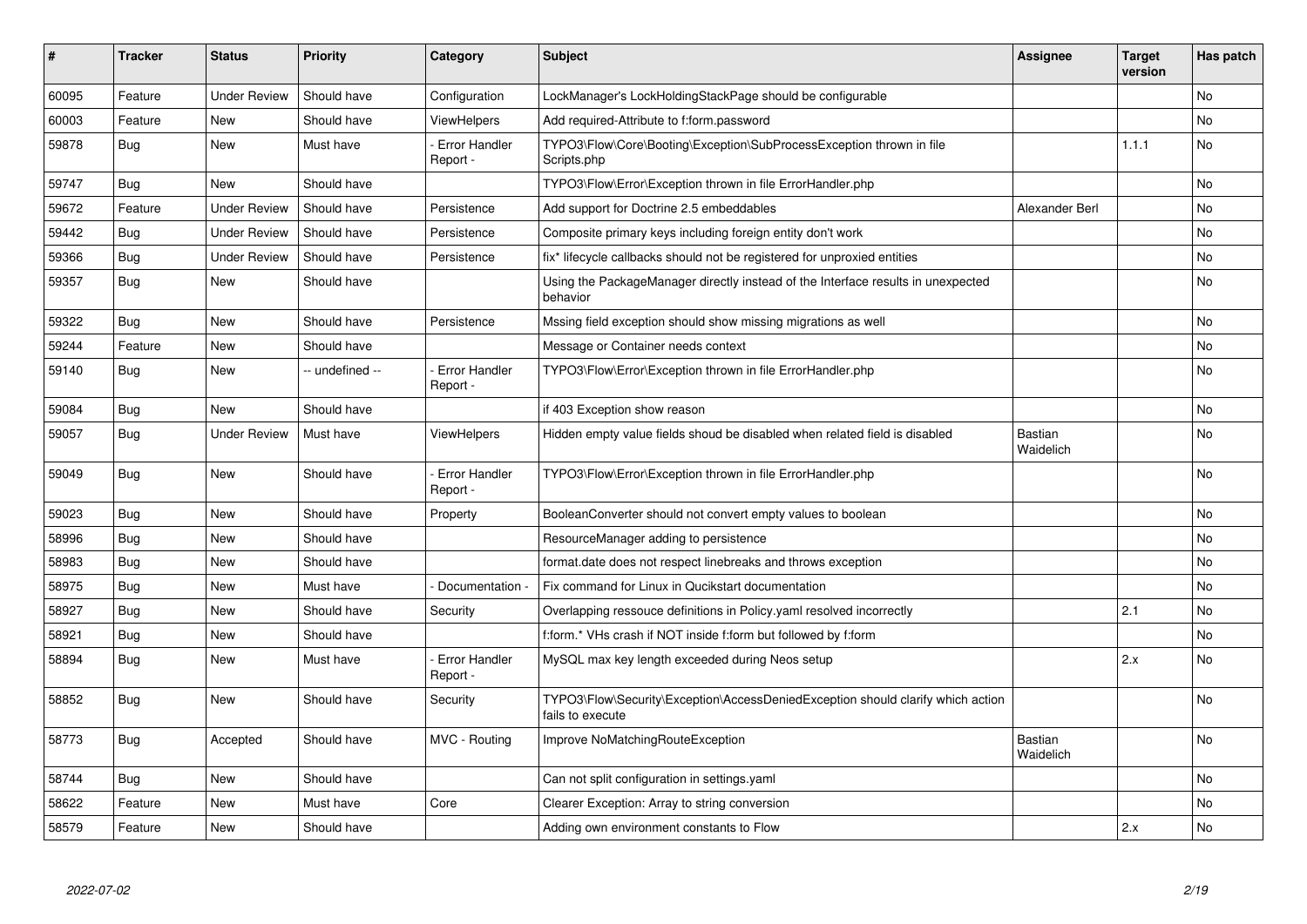| # | Tracker | Status | Priority | Category | Subject | Assignee | Target version | Has patch |
|---|---|---|---|---|---|---|---|---|
| 60095 | Feature | Under Review | Should have | Configuration | LockManager's LockHoldingStackPage should be configurable | | | No |
| 60003 | Feature | New | Should have | ViewHelpers | Add required-Attribute to f:form.password | | | No |
| 59878 | Bug | New | Must have | - Error Handler Report - | TYPO3\Flow\Core\Booting\Exception\SubProcessException thrown in file Scripts.php | | 1.1.1 | No |
| 59747 | Bug | New | Should have | | TYPO3\Flow\Error\Exception thrown in file ErrorHandler.php | | | No |
| 59672 | Feature | Under Review | Should have | Persistence | Add support for Doctrine 2.5 embeddables | Alexander Berl | | No |
| 59442 | Bug | Under Review | Should have | Persistence | Composite primary keys including foreign entity don't work | | | No |
| 59366 | Bug | Under Review | Should have | Persistence | fix* lifecycle callbacks should not be registered for unproxied entities | | | No |
| 59357 | Bug | New | Should have | | Using the PackageManager directly instead of the Interface results in unexpected behavior | | | No |
| 59322 | Bug | New | Should have | Persistence | Mssing field exception should show missing migrations as well | | | No |
| 59244 | Feature | New | Should have | | Message or Container needs context | | | No |
| 59140 | Bug | New | -- undefined -- | - Error Handler Report - | TYPO3\Flow\Error\Exception thrown in file ErrorHandler.php | | | No |
| 59084 | Bug | New | Should have | | if 403 Exception show reason | | | No |
| 59057 | Bug | Under Review | Must have | ViewHelpers | Hidden empty value fields shoud be disabled when related field is disabled | Bastian Waidelich | | No |
| 59049 | Bug | New | Should have | - Error Handler Report - | TYPO3\Flow\Error\Exception thrown in file ErrorHandler.php | | | No |
| 59023 | Bug | New | Should have | Property | BooleanConverter should not convert empty values to boolean | | | No |
| 58996 | Bug | New | Should have | | ResourceManager adding to persistence | | | No |
| 58983 | Bug | New | Should have | | format.date does not respect linebreaks and throws exception | | | No |
| 58975 | Bug | New | Must have | - Documentation - | Fix command for Linux in Qucikstart documentation | | | No |
| 58927 | Bug | New | Should have | Security | Overlapping ressouce definitions in Policy.yaml resolved incorrectly | | 2.1 | No |
| 58921 | Bug | New | Should have | | f:form.* VHs crash if NOT inside f:form but followed by f:form | | | No |
| 58894 | Bug | New | Must have | - Error Handler Report - | MySQL max key length exceeded during Neos setup | | 2.x | No |
| 58852 | Bug | New | Should have | Security | TYPO3\Flow\Security\Exception\AccessDeniedException should clarify which action fails to execute | | | No |
| 58773 | Bug | Accepted | Should have | MVC - Routing | Improve NoMatchingRouteException | Bastian Waidelich | | No |
| 58744 | Bug | New | Should have | | Can not split configuration in settings.yaml | | | No |
| 58622 | Feature | New | Must have | Core | Clearer Exception: Array to string conversion | | | No |
| 58579 | Feature | New | Should have | | Adding own environment constants to Flow | | 2.x | No |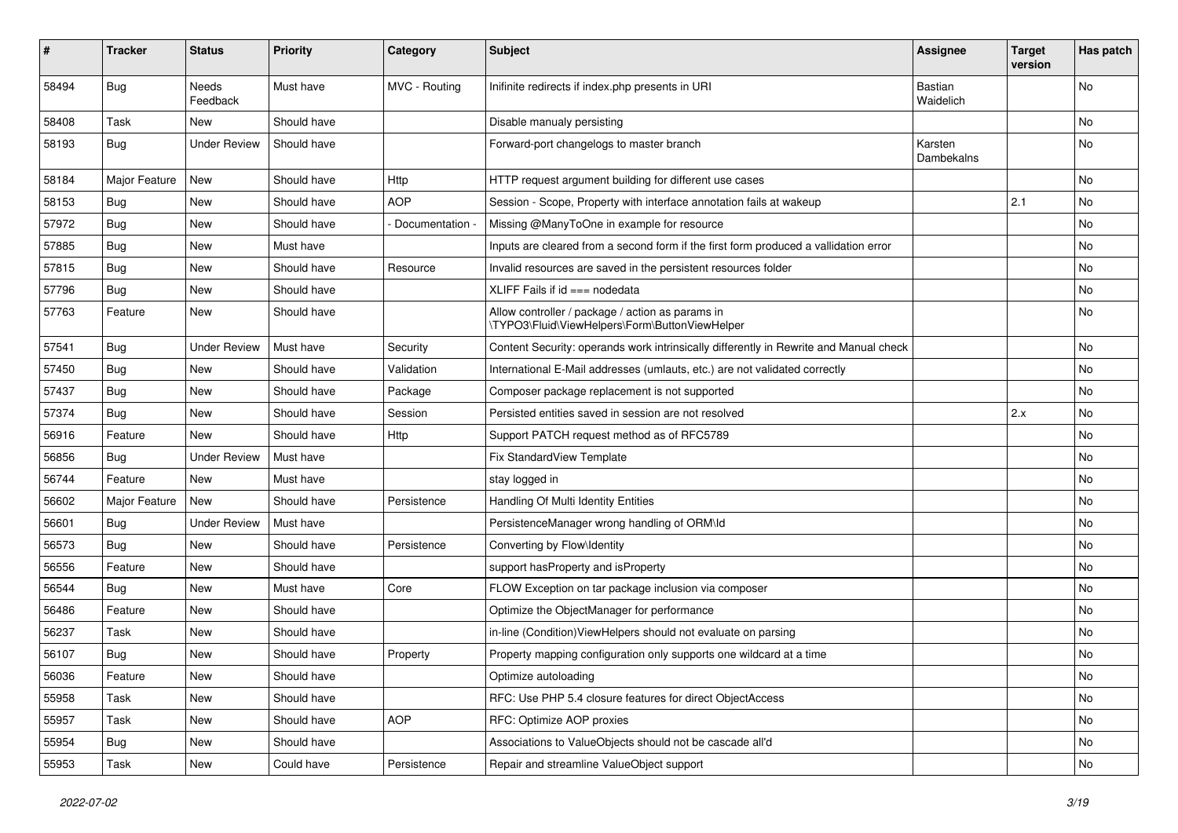| # | Tracker | Status | Priority | Category | Subject | Assignee | Target version | Has patch |
|---|---|---|---|---|---|---|---|---|
| 58494 | Bug | Needs Feedback | Must have | MVC - Routing | Inifinite redirects if index.php presents in URI | Bastian Waidelich | | No |
| 58408 | Task | New | Should have | | Disable manualy persisting | | | No |
| 58193 | Bug | Under Review | Should have | | Forward-port changelogs to master branch | Karsten Dambekalns | | No |
| 58184 | Major Feature | New | Should have | Http | HTTP request argument building for different use cases | | | No |
| 58153 | Bug | New | Should have | AOP | Session - Scope, Property with interface annotation fails at wakeup | | 2.1 | No |
| 57972 | Bug | New | Should have | - Documentation - | Missing @ManyToOne in example for resource | | | No |
| 57885 | Bug | New | Must have | | Inputs are cleared from a second form if the first form produced a vallidation error | | | No |
| 57815 | Bug | New | Should have | Resource | Invalid resources are saved in the persistent resources folder | | | No |
| 57796 | Bug | New | Should have | | XLIFF Fails if id === nodedata | | | No |
| 57763 | Feature | New | Should have | | Allow controller / package / action as params in \TYPO3\Fluid\ViewHelpers\Form\ButtonViewHelper | | | No |
| 57541 | Bug | Under Review | Must have | Security | Content Security: operands work intrinsically differently in Rewrite and Manual check | | | No |
| 57450 | Bug | New | Should have | Validation | International E-Mail addresses (umlauts, etc.) are not validated correctly | | | No |
| 57437 | Bug | New | Should have | Package | Composer package replacement is not supported | | | No |
| 57374 | Bug | New | Should have | Session | Persisted entities saved in session are not resolved | | 2.x | No |
| 56916 | Feature | New | Should have | Http | Support PATCH request method as of RFC5789 | | | No |
| 56856 | Bug | Under Review | Must have | | Fix StandardView Template | | | No |
| 56744 | Feature | New | Must have | | stay logged in | | | No |
| 56602 | Major Feature | New | Should have | Persistence | Handling Of Multi Identity Entities | | | No |
| 56601 | Bug | Under Review | Must have | | PersistenceManager wrong handling of ORM\Id | | | No |
| 56573 | Bug | New | Should have | Persistence | Converting by Flow\Identity | | | No |
| 56556 | Feature | New | Should have | | support hasProperty and isProperty | | | No |
| 56544 | Bug | New | Must have | Core | FLOW Exception on tar package inclusion via composer | | | No |
| 56486 | Feature | New | Should have | | Optimize the ObjectManager for performance | | | No |
| 56237 | Task | New | Should have | | in-line (Condition)ViewHelpers should not evaluate on parsing | | | No |
| 56107 | Bug | New | Should have | Property | Property mapping configuration only supports one wildcard at a time | | | No |
| 56036 | Feature | New | Should have | | Optimize autoloading | | | No |
| 55958 | Task | New | Should have | | RFC: Use PHP 5.4 closure features for direct ObjectAccess | | | No |
| 55957 | Task | New | Should have | AOP | RFC: Optimize AOP proxies | | | No |
| 55954 | Bug | New | Should have | | Associations to ValueObjects should not be cascade all'd | | | No |
| 55953 | Task | New | Could have | Persistence | Repair and streamline ValueObject support | | | No |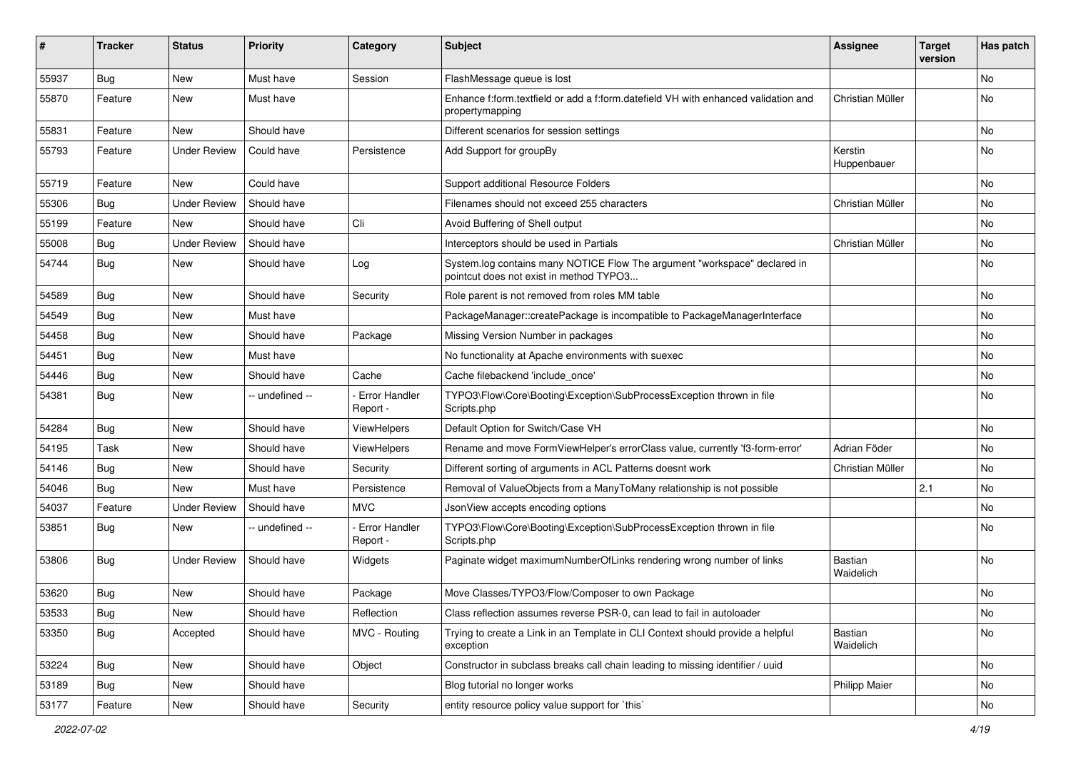| # | Tracker | Status | Priority | Category | Subject | Assignee | Target version | Has patch |
|---|---|---|---|---|---|---|---|---|
| 55937 | Bug | New | Must have | Session | FlashMessage queue is lost | | | No |
| 55870 | Feature | New | Must have | | Enhance f:form.textfield or add a f:form.datefield VH with enhanced validation and propertymapping | Christian Müller | | No |
| 55831 | Feature | New | Should have | | Different scenarios for session settings | | | No |
| 55793 | Feature | Under Review | Could have | Persistence | Add Support for groupBy | Kerstin Huppenbauer | | No |
| 55719 | Feature | New | Could have | | Support additional Resource Folders | | | No |
| 55306 | Bug | Under Review | Should have | | Filenames should not exceed 255 characters | Christian Müller | | No |
| 55199 | Feature | New | Should have | Cli | Avoid Buffering of Shell output | | | No |
| 55008 | Bug | Under Review | Should have | | Interceptors should be used in Partials | Christian Müller | | No |
| 54744 | Bug | New | Should have | Log | System.log contains many NOTICE Flow The argument "workspace" declared in pointcut does not exist in method TYPO3... | | | No |
| 54589 | Bug | New | Should have | Security | Role parent is not removed from roles MM table | | | No |
| 54549 | Bug | New | Must have | | PackageManager::createPackage is incompatible to PackageManagerInterface | | | No |
| 54458 | Bug | New | Should have | Package | Missing Version Number in packages | | | No |
| 54451 | Bug | New | Must have | | No functionality at Apache environments with suexec | | | No |
| 54446 | Bug | New | Should have | Cache | Cache filebackend 'include_once' | | | No |
| 54381 | Bug | New | -- undefined -- | - Error Handler Report - | TYPO3\Flow\Core\Booting\Exception\SubProcessException thrown in file Scripts.php | | | No |
| 54284 | Bug | New | Should have | ViewHelpers | Default Option for Switch/Case VH | | | No |
| 54195 | Task | New | Should have | ViewHelpers | Rename and move FormViewHelper's errorClass value, currently 'f3-form-error' | Adrian Föder | | No |
| 54146 | Bug | New | Should have | Security | Different sorting of arguments in ACL Patterns doesnt work | Christian Müller | | No |
| 54046 | Bug | New | Must have | Persistence | Removal of ValueObjects from a ManyToMany relationship is not possible | | 2.1 | No |
| 54037 | Feature | Under Review | Should have | MVC | JsonView accepts encoding options | | | No |
| 53851 | Bug | New | -- undefined -- | - Error Handler Report - | TYPO3\Flow\Core\Booting\Exception\SubProcessException thrown in file Scripts.php | | | No |
| 53806 | Bug | Under Review | Should have | Widgets | Paginate widget maximumNumberOfLinks rendering wrong number of links | Bastian Waidelich | | No |
| 53620 | Bug | New | Should have | Package | Move Classes/TYPO3/Flow/Composer to own Package | | | No |
| 53533 | Bug | New | Should have | Reflection | Class reflection assumes reverse PSR-0, can lead to fail in autoloader | | | No |
| 53350 | Bug | Accepted | Should have | MVC - Routing | Trying to create a Link in an Template in CLI Context should provide a helpful exception | Bastian Waidelich | | No |
| 53224 | Bug | New | Should have | Object | Constructor in subclass breaks call chain leading to missing identifier / uuid | | | No |
| 53189 | Bug | New | Should have | | Blog tutorial no longer works | Philipp Maier | | No |
| 53177 | Feature | New | Should have | Security | entity resource policy value support for `this` | | | No |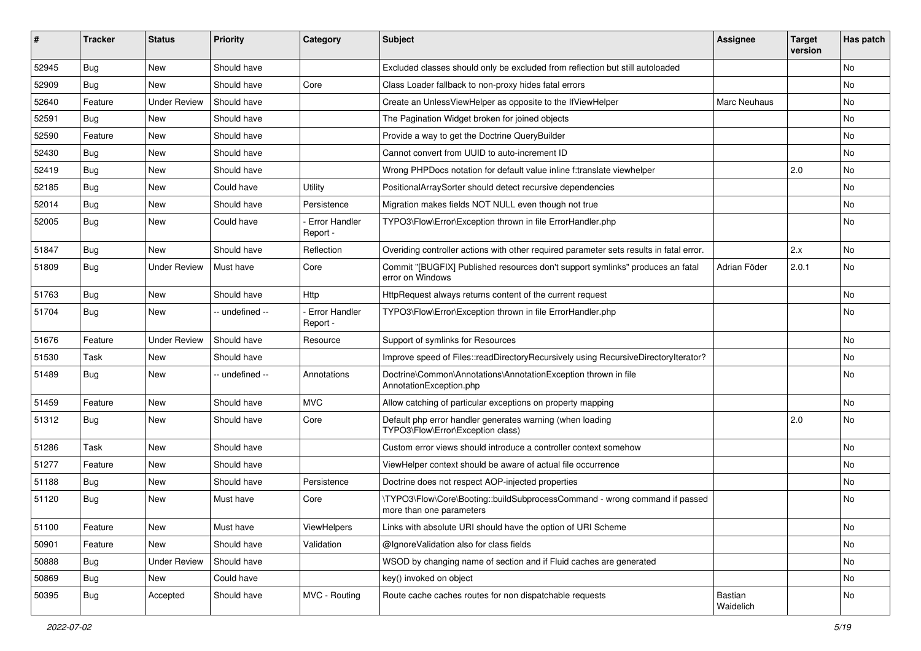| # | Tracker | Status | Priority | Category | Subject | Assignee | Target version | Has patch |
|---|---|---|---|---|---|---|---|---|
| 52945 | Bug | New | Should have | | Excluded classes should only be excluded from reflection but still autoloaded | | | No |
| 52909 | Bug | New | Should have | Core | Class Loader fallback to non-proxy hides fatal errors | | | No |
| 52640 | Feature | Under Review | Should have | | Create an UnlessViewHelper as opposite to the IfViewHelper | Marc Neuhaus | | No |
| 52591 | Bug | New | Should have | | The Pagination Widget broken for joined objects | | | No |
| 52590 | Feature | New | Should have | | Provide a way to get the Doctrine QueryBuilder | | | No |
| 52430 | Bug | New | Should have | | Cannot convert from UUID to auto-increment ID | | | No |
| 52419 | Bug | New | Should have | | Wrong PHPDocs notation for default value inline f:translate viewhelper | | 2.0 | No |
| 52185 | Bug | New | Could have | Utility | PositionalArraySorter should detect recursive dependencies | | | No |
| 52014 | Bug | New | Should have | Persistence | Migration makes fields NOT NULL even though not true | | | No |
| 52005 | Bug | New | Could have | - Error Handler Report - | TYPO3\Flow\Error\Exception thrown in file ErrorHandler.php | | | No |
| 51847 | Bug | New | Should have | Reflection | Overiding controller actions with other required parameter sets results in fatal error. | | 2.x | No |
| 51809 | Bug | Under Review | Must have | Core | Commit "[BUGFIX] Published resources don't support symlinks" produces an fatal error on Windows | Adrian Föder | 2.0.1 | No |
| 51763 | Bug | New | Should have | Http | HttpRequest always returns content of the current request | | | No |
| 51704 | Bug | New | -- undefined -- | - Error Handler Report - | TYPO3\Flow\Error\Exception thrown in file ErrorHandler.php | | | No |
| 51676 | Feature | Under Review | Should have | Resource | Support of symlinks for Resources | | | No |
| 51530 | Task | New | Should have | | Improve speed of Files::readDirectoryRecursively using RecursiveDirectoryIterator? | | | No |
| 51489 | Bug | New | -- undefined -- | Annotations | Doctrine\Common\Annotations\AnnotationException thrown in file AnnotationException.php | | | No |
| 51459 | Feature | New | Should have | MVC | Allow catching of particular exceptions on property mapping | | | No |
| 51312 | Bug | New | Should have | Core | Default php error handler generates warning (when loading TYPO3\Flow\Error\Exception class) | | 2.0 | No |
| 51286 | Task | New | Should have | | Custom error views should introduce a controller context somehow | | | No |
| 51277 | Feature | New | Should have | | ViewHelper context should be aware of actual file occurrence | | | No |
| 51188 | Bug | New | Should have | Persistence | Doctrine does not respect AOP-injected properties | | | No |
| 51120 | Bug | New | Must have | Core | \TYPO3\Flow\Core\Booting::buildSubprocessCommand - wrong command if passed more than one parameters | | | No |
| 51100 | Feature | New | Must have | ViewHelpers | Links with absolute URI should have the option of URI Scheme | | | No |
| 50901 | Feature | New | Should have | Validation | @IgnoreValidation also for class fields | | | No |
| 50888 | Bug | Under Review | Should have | | WSOD by changing name of section and if Fluid caches are generated | | | No |
| 50869 | Bug | New | Could have | | key() invoked on object | | | No |
| 50395 | Bug | Accepted | Should have | MVC - Routing | Route cache caches routes for non dispatchable requests | Bastian Waidelich | | No |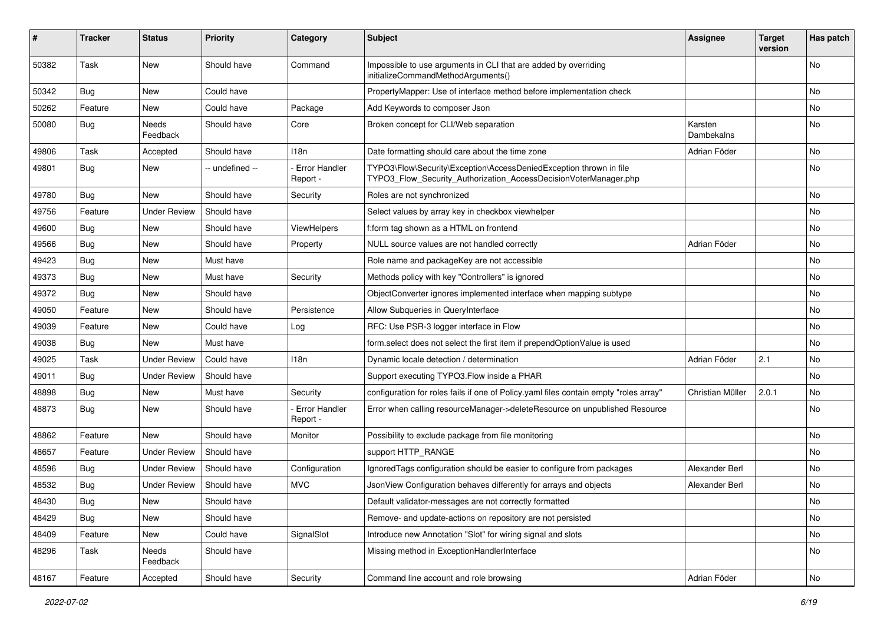| # | Tracker | Status | Priority | Category | Subject | Assignee | Target version | Has patch |
|---|---|---|---|---|---|---|---|---|
| 50382 | Task | New | Should have | Command | Impossible to use arguments in CLI that are added by overriding initializeCommandMethodArguments() | | | No |
| 50342 | Bug | New | Could have | | PropertyMapper: Use of interface method before implementation check | | | No |
| 50262 | Feature | New | Could have | Package | Add Keywords to composer Json | | | No |
| 50080 | Bug | Needs Feedback | Should have | Core | Broken concept for CLI/Web separation | Karsten Dambekalns | | No |
| 49806 | Task | Accepted | Should have | I18n | Date formatting should care about the time zone | Adrian Föder | | No |
| 49801 | Bug | New | -- undefined -- | - Error Handler Report - | TYPO3\Flow\Security\Exception\AccessDeniedException thrown in file TYPO3_Flow_Security_Authorization_AccessDecisionVoterManager.php | | | No |
| 49780 | Bug | New | Should have | Security | Roles are not synchronized | | | No |
| 49756 | Feature | Under Review | Should have | | Select values by array key in checkbox viewhelper | | | No |
| 49600 | Bug | New | Should have | ViewHelpers | f:form tag shown as a HTML on frontend | | | No |
| 49566 | Bug | New | Should have | Property | NULL source values are not handled correctly | Adrian Föder | | No |
| 49423 | Bug | New | Must have | | Role name and packageKey are not accessible | | | No |
| 49373 | Bug | New | Must have | Security | Methods policy with key "Controllers" is ignored | | | No |
| 49372 | Bug | New | Should have | | ObjectConverter ignores implemented interface when mapping subtype | | | No |
| 49050 | Feature | New | Should have | Persistence | Allow Subqueries in QueryInterface | | | No |
| 49039 | Feature | New | Could have | Log | RFC: Use PSR-3 logger interface in Flow | | | No |
| 49038 | Bug | New | Must have | | form.select does not select the first item if prependOptionValue is used | | | No |
| 49025 | Task | Under Review | Could have | I18n | Dynamic locale detection / determination | Adrian Föder | 2.1 | No |
| 49011 | Bug | Under Review | Should have | | Support executing TYPO3.Flow inside a PHAR | | | No |
| 48898 | Bug | New | Must have | Security | configuration for roles fails if one of Policy.yaml files contain empty "roles array" | Christian Müller | 2.0.1 | No |
| 48873 | Bug | New | Should have | - Error Handler Report - | Error when calling resourceManager->deleteResource on unpublished Resource | | | No |
| 48862 | Feature | New | Should have | Monitor | Possibility to exclude package from file monitoring | | | No |
| 48657 | Feature | Under Review | Should have | | support HTTP_RANGE | | | No |
| 48596 | Bug | Under Review | Should have | Configuration | IgnoredTags configuration should be easier to configure from packages | Alexander Berl | | No |
| 48532 | Bug | Under Review | Should have | MVC | JsonView Configuration behaves differently for arrays and objects | Alexander Berl | | No |
| 48430 | Bug | New | Should have | | Default validator-messages are not correctly formatted | | | No |
| 48429 | Bug | New | Should have | | Remove- and update-actions on repository are not persisted | | | No |
| 48409 | Feature | New | Could have | SignalSlot | Introduce new Annotation "Slot" for wiring signal and slots | | | No |
| 48296 | Task | Needs Feedback | Should have | | Missing method in ExceptionHandlerInterface | | | No |
| 48167 | Feature | Accepted | Should have | Security | Command line account and role browsing | Adrian Föder | | No |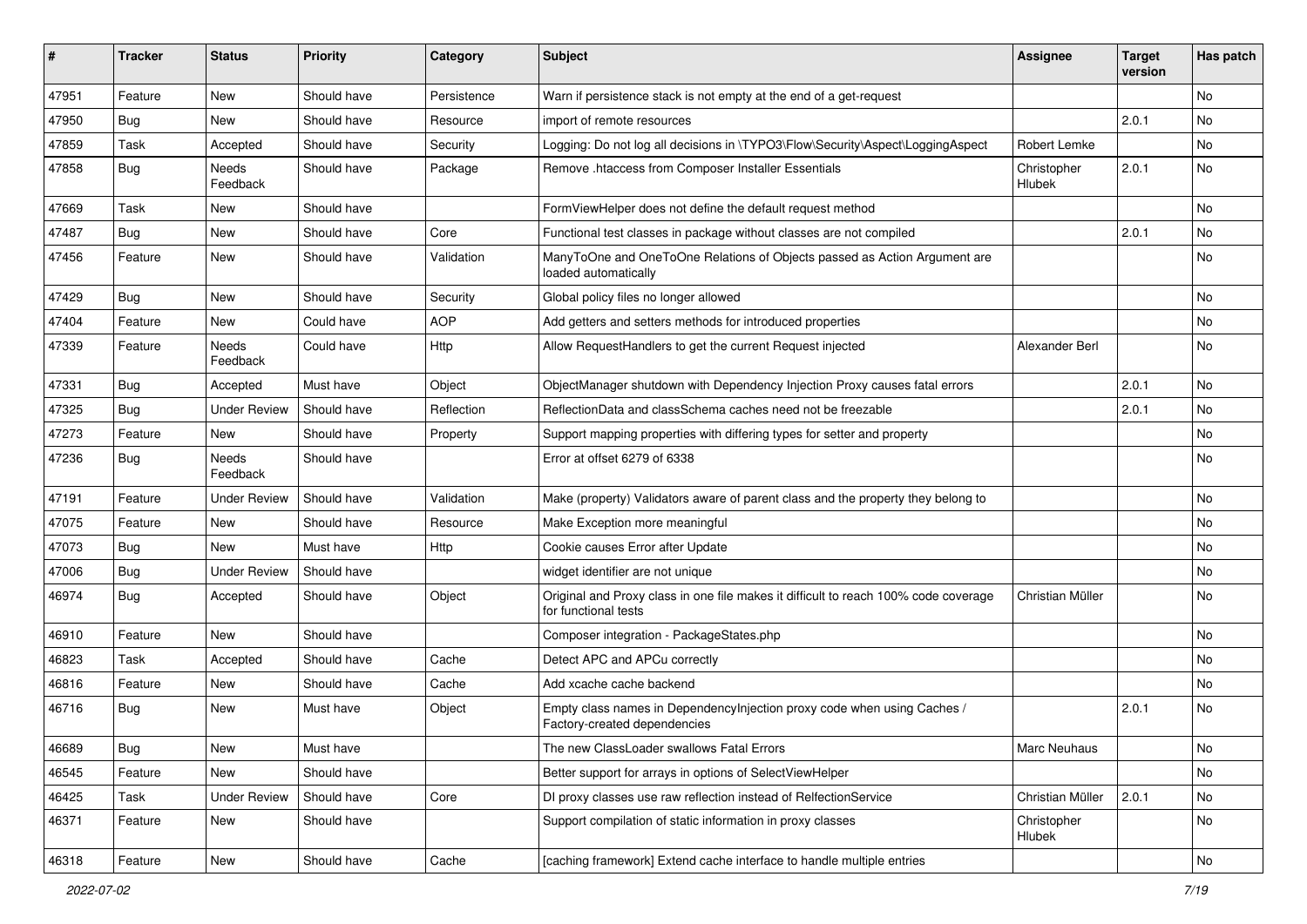| # | Tracker | Status | Priority | Category | Subject | Assignee | Target version | Has patch |
|---|---|---|---|---|---|---|---|---|
| 47951 | Feature | New | Should have | Persistence | Warn if persistence stack is not empty at the end of a get-request | | | No |
| 47950 | Bug | New | Should have | Resource | import of remote resources | | 2.0.1 | No |
| 47859 | Task | Accepted | Should have | Security | Logging: Do not log all decisions in \TYPO3\Flow\Security\Aspect\LoggingAspect | Robert Lemke | | No |
| 47858 | Bug | Needs Feedback | Should have | Package | Remove .htaccess from Composer Installer Essentials | Christopher Hlubek | 2.0.1 | No |
| 47669 | Task | New | Should have | | FormViewHelper does not define the default request method | | | No |
| 47487 | Bug | New | Should have | Core | Functional test classes in package without classes are not compiled | | 2.0.1 | No |
| 47456 | Feature | New | Should have | Validation | ManyToOne and OneToOne Relations of Objects passed as Action Argument are loaded automatically | | | No |
| 47429 | Bug | New | Should have | Security | Global policy files no longer allowed | | | No |
| 47404 | Feature | New | Could have | AOP | Add getters and setters methods for introduced properties | | | No |
| 47339 | Feature | Needs Feedback | Could have | Http | Allow RequestHandlers to get the current Request injected | Alexander Berl | | No |
| 47331 | Bug | Accepted | Must have | Object | ObjectManager shutdown with Dependency Injection Proxy causes fatal errors | | 2.0.1 | No |
| 47325 | Bug | Under Review | Should have | Reflection | ReflectionData and classSchema caches need not be freezable | | 2.0.1 | No |
| 47273 | Feature | New | Should have | Property | Support mapping properties with differing types for setter and property | | | No |
| 47236 | Bug | Needs Feedback | Should have | | Error at offset 6279 of 6338 | | | No |
| 47191 | Feature | Under Review | Should have | Validation | Make (property) Validators aware of parent class and the property they belong to | | | No |
| 47075 | Feature | New | Should have | Resource | Make Exception more meaningful | | | No |
| 47073 | Bug | New | Must have | Http | Cookie causes Error after Update | | | No |
| 47006 | Bug | Under Review | Should have | | widget identifier are not unique | | | No |
| 46974 | Bug | Accepted | Should have | Object | Original and Proxy class in one file makes it difficult to reach 100% code coverage for functional tests | Christian Müller | | No |
| 46910 | Feature | New | Should have | | Composer integration - PackageStates.php | | | No |
| 46823 | Task | Accepted | Should have | Cache | Detect APC and APCu correctly | | | No |
| 46816 | Feature | New | Should have | Cache | Add xcache cache backend | | | No |
| 46716 | Bug | New | Must have | Object | Empty class names in DependencyInjection proxy code when using Caches / Factory-created dependencies | | 2.0.1 | No |
| 46689 | Bug | New | Must have | | The new ClassLoader swallows Fatal Errors | Marc Neuhaus | | No |
| 46545 | Feature | New | Should have | | Better support for arrays in options of SelectViewHelper | | | No |
| 46425 | Task | Under Review | Should have | Core | DI proxy classes use raw reflection instead of RelfectionService | Christian Müller | 2.0.1 | No |
| 46371 | Feature | New | Should have | | Support compilation of static information in proxy classes | Christopher Hlubek | | No |
| 46318 | Feature | New | Should have | Cache | [caching framework] Extend cache interface to handle multiple entries | | | No |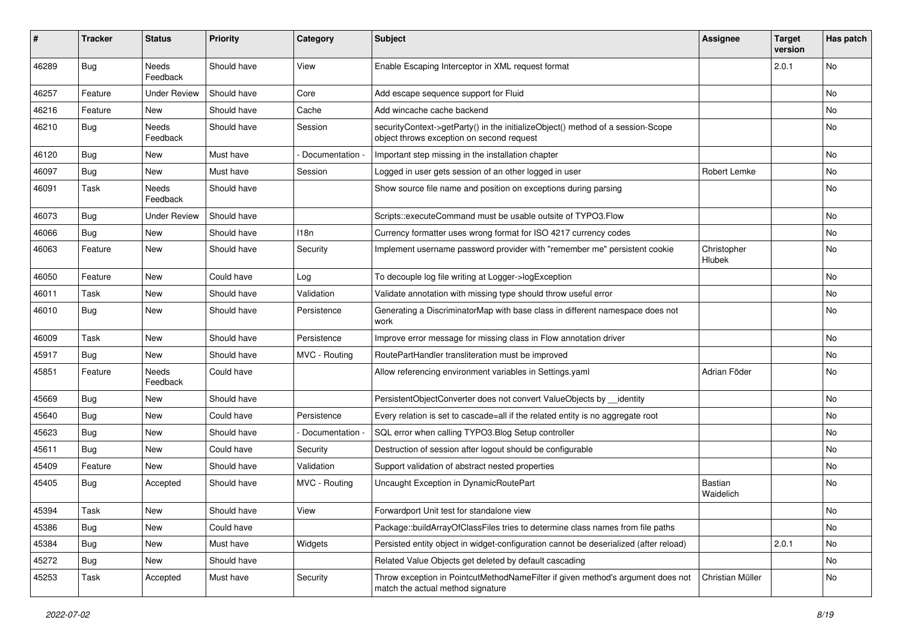| # | Tracker | Status | Priority | Category | Subject | Assignee | Target version | Has patch |
|---|---|---|---|---|---|---|---|---|
| 46289 | Bug | Needs Feedback | Should have | View | Enable Escaping Interceptor in XML request format | | 2.0.1 | No |
| 46257 | Feature | Under Review | Should have | Core | Add escape sequence support for Fluid | | | No |
| 46216 | Feature | New | Should have | Cache | Add wincache cache backend | | | No |
| 46210 | Bug | Needs Feedback | Should have | Session | securityContext->getParty() in the initializeObject() method of a session-Scope object throws exception on second request | | | No |
| 46120 | Bug | New | Must have | - Documentation - | Important step missing in the installation chapter | | | No |
| 46097 | Bug | New | Must have | Session | Logged in user gets session of an other logged in user | Robert Lemke | | No |
| 46091 | Task | Needs Feedback | Should have | | Show source file name and position on exceptions during parsing | | | No |
| 46073 | Bug | Under Review | Should have | | Scripts::executeCommand must be usable outsite of TYPO3.Flow | | | No |
| 46066 | Bug | New | Should have | I18n | Currency formatter uses wrong format for ISO 4217 currency codes | | | No |
| 46063 | Feature | New | Should have | Security | Implement username password provider with "remember me" persistent cookie | Christopher Hlubek | | No |
| 46050 | Feature | New | Could have | Log | To decouple log file writing at Logger->logException | | | No |
| 46011 | Task | New | Should have | Validation | Validate annotation with missing type should throw useful error | | | No |
| 46010 | Bug | New | Should have | Persistence | Generating a DiscriminatorMap with base class in different namespace does not work | | | No |
| 46009 | Task | New | Should have | Persistence | Improve error message for missing class in Flow annotation driver | | | No |
| 45917 | Bug | New | Should have | MVC - Routing | RoutePartHandler transliteration must be improved | | | No |
| 45851 | Feature | Needs Feedback | Could have | | Allow referencing environment variables in Settings.yaml | Adrian Föder | | No |
| 45669 | Bug | New | Should have | | PersistentObjectConverter does not convert ValueObjects by __identity | | | No |
| 45640 | Bug | New | Could have | Persistence | Every relation is set to cascade=all if the related entity is no aggregate root | | | No |
| 45623 | Bug | New | Should have | - Documentation - | SQL error when calling TYPO3.Blog Setup controller | | | No |
| 45611 | Bug | New | Could have | Security | Destruction of session after logout should be configurable | | | No |
| 45409 | Feature | New | Should have | Validation | Support validation of abstract nested properties | | | No |
| 45405 | Bug | Accepted | Should have | MVC - Routing | Uncaught Exception in DynamicRoutePart | Bastian Waidelich | | No |
| 45394 | Task | New | Should have | View | Forwardport Unit test for standalone view | | | No |
| 45386 | Bug | New | Could have | | Package::buildArrayOfClassFiles tries to determine class names from file paths | | | No |
| 45384 | Bug | New | Must have | Widgets | Persisted entity object in widget-configuration cannot be deserialized (after reload) | | 2.0.1 | No |
| 45272 | Bug | New | Should have | | Related Value Objects get deleted by default cascading | | | No |
| 45253 | Task | Accepted | Must have | Security | Throw exception in PointcutMethodNameFilter if given method's argument does not match the actual method signature | Christian Müller | | No |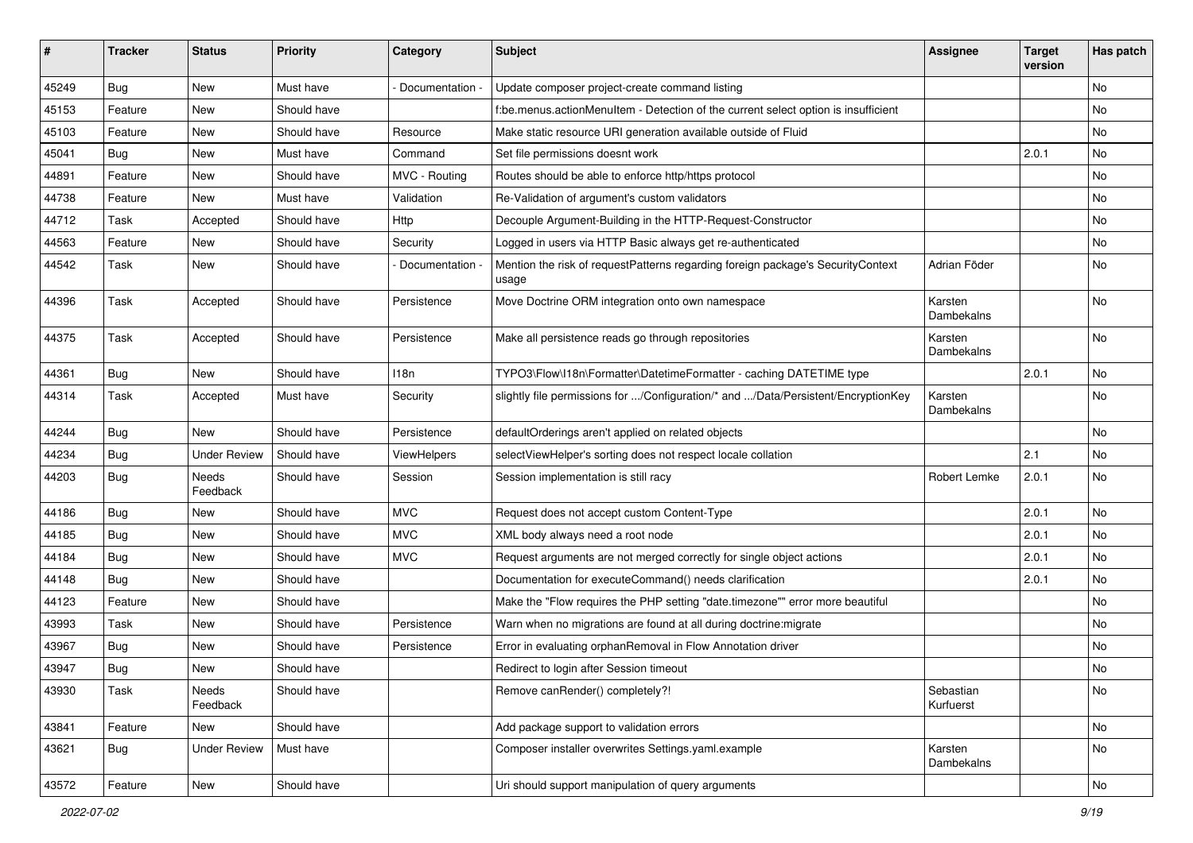| # | Tracker | Status | Priority | Category | Subject | Assignee | Target version | Has patch |
|---|---|---|---|---|---|---|---|---|
| 45249 | Bug | New | Must have | - Documentation - | Update composer project-create command listing | | | No |
| 45153 | Feature | New | Should have | | f:be.menus.actionMenuItem - Detection of the current select option is insufficient | | | No |
| 45103 | Feature | New | Should have | Resource | Make static resource URI generation available outside of Fluid | | | No |
| 45041 | Bug | New | Must have | Command | Set file permissions doesnt work | | 2.0.1 | No |
| 44891 | Feature | New | Should have | MVC - Routing | Routes should be able to enforce http/https protocol | | | No |
| 44738 | Feature | New | Must have | Validation | Re-Validation of argument's custom validators | | | No |
| 44712 | Task | Accepted | Should have | Http | Decouple Argument-Building in the HTTP-Request-Constructor | | | No |
| 44563 | Feature | New | Should have | Security | Logged in users via HTTP Basic always get re-authenticated | | | No |
| 44542 | Task | New | Should have | - Documentation - | Mention the risk of requestPatterns regarding foreign package's SecurityContext usage | Adrian Föder | | No |
| 44396 | Task | Accepted | Should have | Persistence | Move Doctrine ORM integration onto own namespace | Karsten Dambekalns | | No |
| 44375 | Task | Accepted | Should have | Persistence | Make all persistence reads go through repositories | Karsten Dambekalns | | No |
| 44361 | Bug | New | Should have | I18n | TYPO3\Flow\I18n\Formatter\DatetimeFormatter - caching DATETIME type | | 2.0.1 | No |
| 44314 | Task | Accepted | Must have | Security | slightly file permissions for .../Configuration/* and .../Data/Persistent/EncryptionKey | Karsten Dambekalns | | No |
| 44244 | Bug | New | Should have | Persistence | defaultOrderings aren't applied on related objects | | | No |
| 44234 | Bug | Under Review | Should have | ViewHelpers | selectViewHelper's sorting does not respect locale collation | | 2.1 | No |
| 44203 | Bug | Needs Feedback | Should have | Session | Session implementation is still racy | Robert Lemke | 2.0.1 | No |
| 44186 | Bug | New | Should have | MVC | Request does not accept custom Content-Type | | 2.0.1 | No |
| 44185 | Bug | New | Should have | MVC | XML body always need a root node | | 2.0.1 | No |
| 44184 | Bug | New | Should have | MVC | Request arguments are not merged correctly for single object actions | | 2.0.1 | No |
| 44148 | Bug | New | Should have | | Documentation for executeCommand() needs clarification | | 2.0.1 | No |
| 44123 | Feature | New | Should have | | Make the "Flow requires the PHP setting "date.timezone"" error more beautiful | | | No |
| 43993 | Task | New | Should have | Persistence | Warn when no migrations are found at all during doctrine:migrate | | | No |
| 43967 | Bug | New | Should have | Persistence | Error in evaluating orphanRemoval in Flow Annotation driver | | | No |
| 43947 | Bug | New | Should have | | Redirect to login after Session timeout | | | No |
| 43930 | Task | Needs Feedback | Should have | | Remove canRender() completely?! | Sebastian Kurfuerst | | No |
| 43841 | Feature | New | Should have | | Add package support to validation errors | | | No |
| 43621 | Bug | Under Review | Must have | | Composer installer overwrites Settings.yaml.example | Karsten Dambekalns | | No |
| 43572 | Feature | New | Should have | | Uri should support manipulation of query arguments | | | No |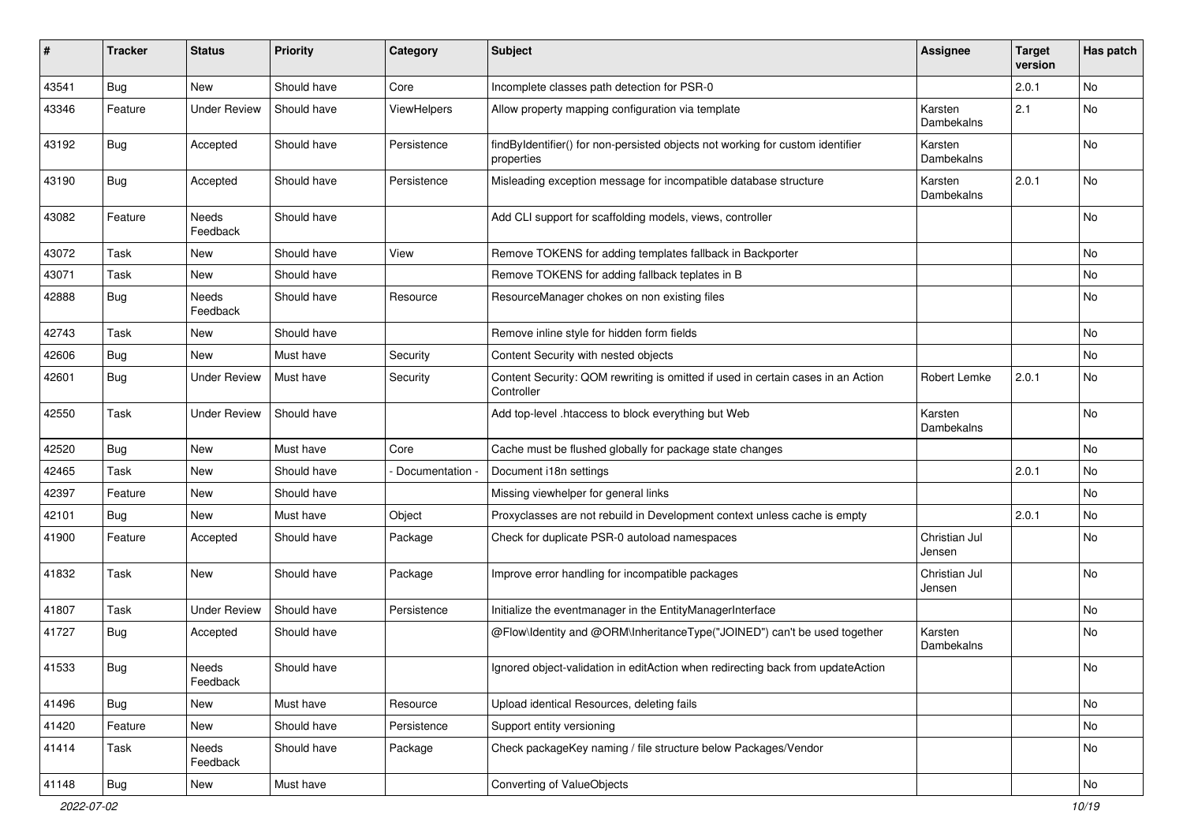| # | Tracker | Status | Priority | Category | Subject | Assignee | Target version | Has patch |
|---|---|---|---|---|---|---|---|---|
| 43541 | Bug | New | Should have | Core | Incomplete classes path detection for PSR-0 | | 2.0.1 | No |
| 43346 | Feature | Under Review | Should have | ViewHelpers | Allow property mapping configuration via template | Karsten Dambekalns | 2.1 | No |
| 43192 | Bug | Accepted | Should have | Persistence | findByIdentifier() for non-persisted objects not working for custom identifier properties | Karsten Dambekalns | | No |
| 43190 | Bug | Accepted | Should have | Persistence | Misleading exception message for incompatible database structure | Karsten Dambekalns | 2.0.1 | No |
| 43082 | Feature | Needs Feedback | Should have | | Add CLI support for scaffolding models, views, controller | | | No |
| 43072 | Task | New | Should have | View | Remove TOKENS for adding templates fallback in Backporter | | | No |
| 43071 | Task | New | Should have | | Remove TOKENS for adding fallback teplates in B | | | No |
| 42888 | Bug | Needs Feedback | Should have | Resource | ResourceManager chokes on non existing files | | | No |
| 42743 | Task | New | Should have | | Remove inline style for hidden form fields | | | No |
| 42606 | Bug | New | Must have | Security | Content Security with nested objects | | | No |
| 42601 | Bug | Under Review | Must have | Security | Content Security: QOM rewriting is omitted if used in certain cases in an Action Controller | Robert Lemke | 2.0.1 | No |
| 42550 | Task | Under Review | Should have | | Add top-level .htaccess to block everything but Web | Karsten Dambekalns | | No |
| 42520 | Bug | New | Must have | Core | Cache must be flushed globally for package state changes | | | No |
| 42465 | Task | New | Should have | - Documentation - | Document i18n settings | | 2.0.1 | No |
| 42397 | Feature | New | Should have | | Missing viewhelper for general links | | | No |
| 42101 | Bug | New | Must have | Object | Proxyclasses are not rebuild in Development context unless cache is empty | | 2.0.1 | No |
| 41900 | Feature | Accepted | Should have | Package | Check for duplicate PSR-0 autoload namespaces | Christian Jul Jensen | | No |
| 41832 | Task | New | Should have | Package | Improve error handling for incompatible packages | Christian Jul Jensen | | No |
| 41807 | Task | Under Review | Should have | Persistence | Initialize the eventmanager in the EntityManagerInterface | | | No |
| 41727 | Bug | Accepted | Should have | | @Flow\Identity and @ORM\InheritanceType("JOINED") can't be used together | Karsten Dambekalns | | No |
| 41533 | Bug | Needs Feedback | Should have | | Ignored object-validation in editAction when redirecting back from updateAction | | | No |
| 41496 | Bug | New | Must have | Resource | Upload identical Resources, deleting fails | | | No |
| 41420 | Feature | New | Should have | Persistence | Support entity versioning | | | No |
| 41414 | Task | Needs Feedback | Should have | Package | Check packageKey naming / file structure below Packages/Vendor | | | No |
| 41148 | Bug | New | Must have | | Converting of ValueObjects | | | No |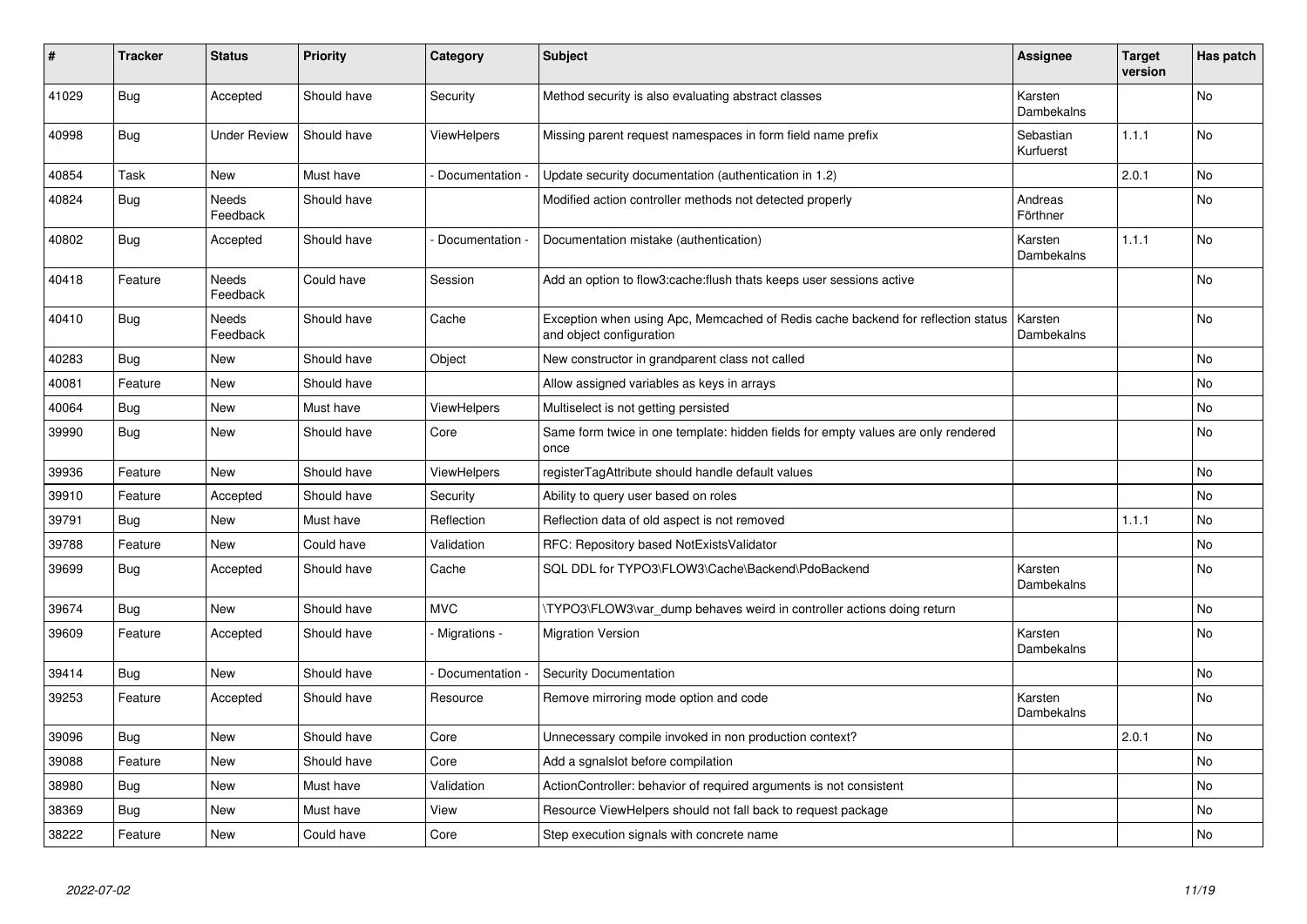| # | Tracker | Status | Priority | Category | Subject | Assignee | Target version | Has patch |
|---|---|---|---|---|---|---|---|---|
| 41029 | Bug | Accepted | Should have | Security | Method security is also evaluating abstract classes | Karsten Dambekalns | | No |
| 40998 | Bug | Under Review | Should have | ViewHelpers | Missing parent request namespaces in form field name prefix | Sebastian Kurfuerst | 1.1.1 | No |
| 40854 | Task | New | Must have | - Documentation - | Update security documentation (authentication in 1.2) | | 2.0.1 | No |
| 40824 | Bug | Needs Feedback | Should have | | Modified action controller methods not detected properly | Andreas Förthner | | No |
| 40802 | Bug | Accepted | Should have | - Documentation - | Documentation mistake (authentication) | Karsten Dambekalns | 1.1.1 | No |
| 40418 | Feature | Needs Feedback | Could have | Session | Add an option to flow3:cache:flush thats keeps user sessions active | | | No |
| 40410 | Bug | Needs Feedback | Should have | Cache | Exception when using Apc, Memcached of Redis cache backend for reflection status and object configuration | Karsten Dambekalns | | No |
| 40283 | Bug | New | Should have | Object | New constructor in grandparent class not called | | | No |
| 40081 | Feature | New | Should have | | Allow assigned variables as keys in arrays | | | No |
| 40064 | Bug | New | Must have | ViewHelpers | Multiselect is not getting persisted | | | No |
| 39990 | Bug | New | Should have | Core | Same form twice in one template: hidden fields for empty values are only rendered once | | | No |
| 39936 | Feature | New | Should have | ViewHelpers | registerTagAttribute should handle default values | | | No |
| 39910 | Feature | Accepted | Should have | Security | Ability to query user based on roles | | | No |
| 39791 | Bug | New | Must have | Reflection | Reflection data of old aspect is not removed | | 1.1.1 | No |
| 39788 | Feature | New | Could have | Validation | RFC: Repository based NotExistsValidator | | | No |
| 39699 | Bug | Accepted | Should have | Cache | SQL DDL for TYPO3\FLOW3\Cache\Backend\PdoBackend | Karsten Dambekalns | | No |
| 39674 | Bug | New | Should have | MVC | \TYPO3\FLOW3\var_dump behaves weird in controller actions doing return | | | No |
| 39609 | Feature | Accepted | Should have | - Migrations - | Migration Version | Karsten Dambekalns | | No |
| 39414 | Bug | New | Should have | - Documentation - | Security Documentation | | | No |
| 39253 | Feature | Accepted | Should have | Resource | Remove mirroring mode option and code | Karsten Dambekalns | | No |
| 39096 | Bug | New | Should have | Core | Unnecessary compile invoked in non production context? | | 2.0.1 | No |
| 39088 | Feature | New | Should have | Core | Add a sgnalslot before compilation | | | No |
| 38980 | Bug | New | Must have | Validation | ActionController: behavior of required arguments is not consistent | | | No |
| 38369 | Bug | New | Must have | View | Resource ViewHelpers should not fall back to request package | | | No |
| 38222 | Feature | New | Could have | Core | Step execution signals with concrete name | | | No |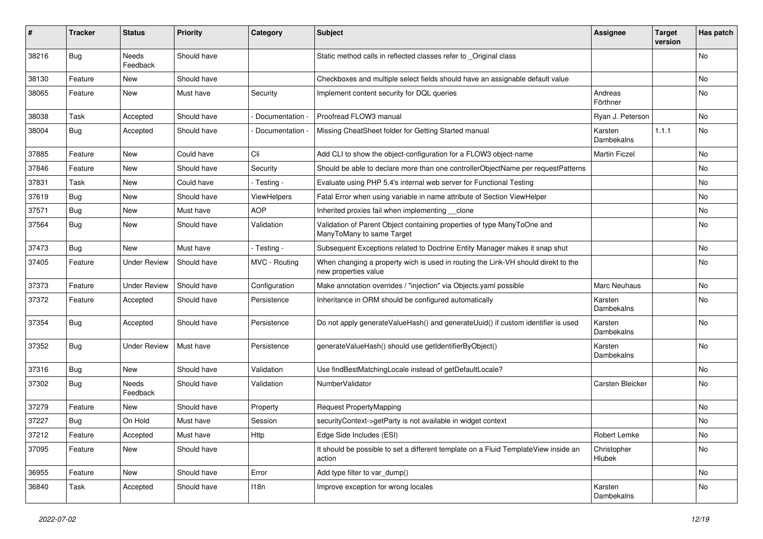| # | Tracker | Status | Priority | Category | Subject | Assignee | Target version | Has patch |
|---|---|---|---|---|---|---|---|---|
| 38216 | Bug | Needs Feedback | Should have | | Static method calls in reflected classes refer to _Original class | | | No |
| 38130 | Feature | New | Should have | | Checkboxes and multiple select fields should have an assignable default value | | | No |
| 38065 | Feature | New | Must have | Security | Implement content security for DQL queries | Andreas Förthner | | No |
| 38038 | Task | Accepted | Should have | - Documentation - | Proofread FLOW3 manual | Ryan J. Peterson | | No |
| 38004 | Bug | Accepted | Should have | - Documentation - | Missing CheatSheet folder for Getting Started manual | Karsten Dambekalns | 1.1.1 | No |
| 37885 | Feature | New | Could have | Cli | Add CLI to show the object-configuration for a FLOW3 object-name | Martin Ficzel | | No |
| 37846 | Feature | New | Should have | Security | Should be able to declare more than one controllerObjectName per requestPatterns | | | No |
| 37831 | Task | New | Could have | - Testing - | Evaluate using PHP 5.4's internal web server for Functional Testing | | | No |
| 37619 | Bug | New | Should have | ViewHelpers | Fatal Error when using variable in name attribute of Section ViewHelper | | | No |
| 37571 | Bug | New | Must have | AOP | Inherited proxies fail when implementing __clone | | | No |
| 37564 | Bug | New | Should have | Validation | Validation of Parent Object containing properties of type ManyToOne and ManyToMany to same Target | | | No |
| 37473 | Bug | New | Must have | - Testing - | Subsequent Exceptions related to Doctrine Entity Manager makes it snap shut | | | No |
| 37405 | Feature | Under Review | Should have | MVC - Routing | When changing a property wich is used in routing the Link-VH should direkt to the new properties value | | | No |
| 37373 | Feature | Under Review | Should have | Configuration | Make annotation overrides / "injection" via Objects.yaml possible | Marc Neuhaus | | No |
| 37372 | Feature | Accepted | Should have | Persistence | Inheritance in ORM should be configured automatically | Karsten Dambekalns | | No |
| 37354 | Bug | Accepted | Should have | Persistence | Do not apply generateValueHash() and generateUuid() if custom identifier is used | Karsten Dambekalns | | No |
| 37352 | Bug | Under Review | Must have | Persistence | generateValueHash() should use getIdentifierByObject() | Karsten Dambekalns | | No |
| 37316 | Bug | New | Should have | Validation | Use findBestMatchingLocale instead of getDefaultLocale? | | | No |
| 37302 | Bug | Needs Feedback | Should have | Validation | NumberValidator | Carsten Bleicker | | No |
| 37279 | Feature | New | Should have | Property | Request PropertyMapping | | | No |
| 37227 | Bug | On Hold | Must have | Session | securityContext->getParty is not available in widget context | | | No |
| 37212 | Feature | Accepted | Must have | Http | Edge Side Includes (ESI) | Robert Lemke | | No |
| 37095 | Feature | New | Should have | | It should be possible to set a different template on a Fluid TemplateView inside an action | Christopher Hlubek | | No |
| 36955 | Feature | New | Should have | Error | Add type filter to var_dump() | | | No |
| 36840 | Task | Accepted | Should have | I18n | Improve exception for wrong locales | Karsten Dambekalns | | No |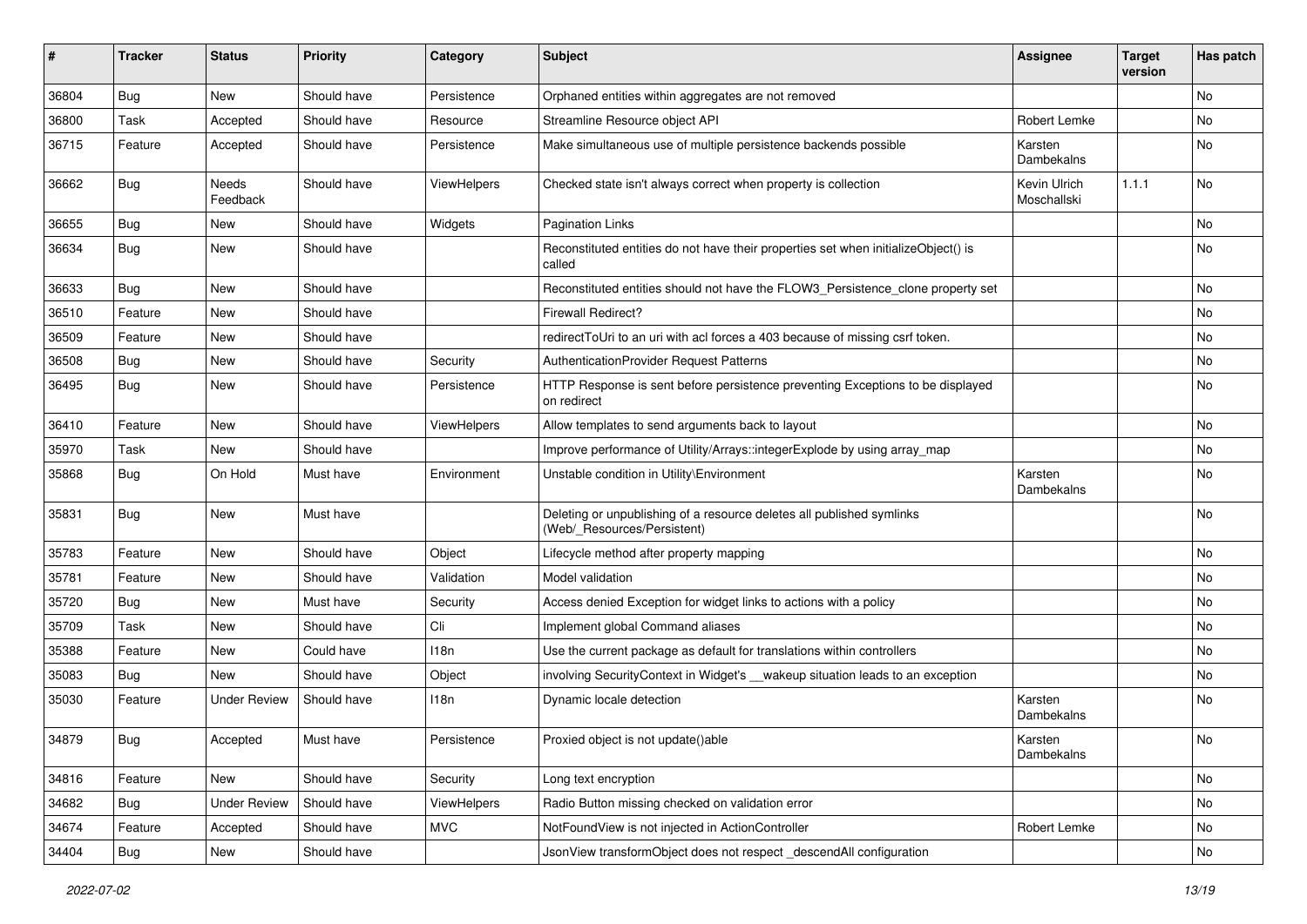| # | Tracker | Status | Priority | Category | Subject | Assignee | Target version | Has patch |
|---|---|---|---|---|---|---|---|---|
| 36804 | Bug | New | Should have | Persistence | Orphaned entities within aggregates are not removed | | | No |
| 36800 | Task | Accepted | Should have | Resource | Streamline Resource object API | Robert Lemke | | No |
| 36715 | Feature | Accepted | Should have | Persistence | Make simultaneous use of multiple persistence backends possible | Karsten Dambekalns | | No |
| 36662 | Bug | Needs Feedback | Should have | ViewHelpers | Checked state isn't always correct when property is collection | Kevin Ulrich Moschallski | 1.1.1 | No |
| 36655 | Bug | New | Should have | Widgets | Pagination Links | | | No |
| 36634 | Bug | New | Should have | | Reconstituted entities do not have their properties set when initializeObject() is called | | | No |
| 36633 | Bug | New | Should have | | Reconstituted entities should not have the FLOW3_Persistence_clone property set | | | No |
| 36510 | Feature | New | Should have | | Firewall Redirect? | | | No |
| 36509 | Feature | New | Should have | | redirectToUri to an uri with acl forces a 403 because of missing csrf token. | | | No |
| 36508 | Bug | New | Should have | Security | AuthenticationProvider Request Patterns | | | No |
| 36495 | Bug | New | Should have | Persistence | HTTP Response is sent before persistence preventing Exceptions to be displayed on redirect | | | No |
| 36410 | Feature | New | Should have | ViewHelpers | Allow templates to send arguments back to layout | | | No |
| 35970 | Task | New | Should have | | Improve performance of Utility/Arrays::integerExplode by using array_map | | | No |
| 35868 | Bug | On Hold | Must have | Environment | Unstable condition in Utility\Environment | Karsten Dambekalns | | No |
| 35831 | Bug | New | Must have | | Deleting or unpublishing of a resource deletes all published symlinks (Web/_Resources/Persistent) | | | No |
| 35783 | Feature | New | Should have | Object | Lifecycle method after property mapping | | | No |
| 35781 | Feature | New | Should have | Validation | Model validation | | | No |
| 35720 | Bug | New | Must have | Security | Access denied Exception for widget links to actions with a policy | | | No |
| 35709 | Task | New | Should have | Cli | Implement global Command aliases | | | No |
| 35388 | Feature | New | Could have | I18n | Use the current package as default for translations within controllers | | | No |
| 35083 | Bug | New | Should have | Object | involving SecurityContext in Widget's __wakeup situation leads to an exception | | | No |
| 35030 | Feature | Under Review | Should have | I18n | Dynamic locale detection | Karsten Dambekalns | | No |
| 34879 | Bug | Accepted | Must have | Persistence | Proxied object is not update()able | Karsten Dambekalns | | No |
| 34816 | Feature | New | Should have | Security | Long text encryption | | | No |
| 34682 | Bug | Under Review | Should have | ViewHelpers | Radio Button missing checked on validation error | | | No |
| 34674 | Feature | Accepted | Should have | MVC | NotFoundView is not injected in ActionController | Robert Lemke | | No |
| 34404 | Bug | New | Should have | | JsonView transformObject does not respect _descendAll configuration | | | No |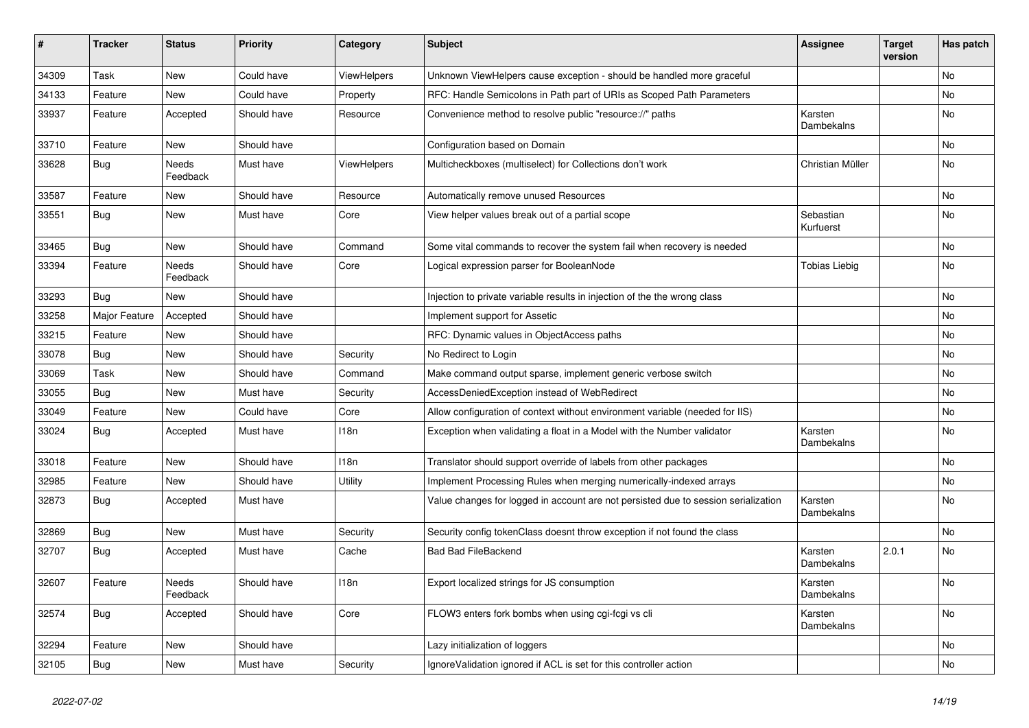| # | Tracker | Status | Priority | Category | Subject | Assignee | Target version | Has patch |
|---|---|---|---|---|---|---|---|---|
| 34309 | Task | New | Could have | ViewHelpers | Unknown ViewHelpers cause exception - should be handled more graceful | | | No |
| 34133 | Feature | New | Could have | Property | RFC: Handle Semicolons in Path part of URIs as Scoped Path Parameters | | | No |
| 33937 | Feature | Accepted | Should have | Resource | Convenience method to resolve public "resource://" paths | Karsten Dambekalns | | No |
| 33710 | Feature | New | Should have | | Configuration based on Domain | | | No |
| 33628 | Bug | Needs Feedback | Must have | ViewHelpers | Multicheckboxes (multiselect) for Collections don't work | Christian Müller | | No |
| 33587 | Feature | New | Should have | Resource | Automatically remove unused Resources | | | No |
| 33551 | Bug | New | Must have | Core | View helper values break out of a partial scope | Sebastian Kurfuerst | | No |
| 33465 | Bug | New | Should have | Command | Some vital commands to recover the system fail when recovery is needed | | | No |
| 33394 | Feature | Needs Feedback | Should have | Core | Logical expression parser for BooleanNode | Tobias Liebig | | No |
| 33293 | Bug | New | Should have | | Injection to private variable results in injection of the the wrong class | | | No |
| 33258 | Major Feature | Accepted | Should have | | Implement support for Assetic | | | No |
| 33215 | Feature | New | Should have | | RFC: Dynamic values in ObjectAccess paths | | | No |
| 33078 | Bug | New | Should have | Security | No Redirect to Login | | | No |
| 33069 | Task | New | Should have | Command | Make command output sparse, implement generic verbose switch | | | No |
| 33055 | Bug | New | Must have | Security | AccessDeniedException instead of WebRedirect | | | No |
| 33049 | Feature | New | Could have | Core | Allow configuration of context without environment variable (needed for IIS) | | | No |
| 33024 | Bug | Accepted | Must have | I18n | Exception when validating a float in a Model with the Number validator | Karsten Dambekalns | | No |
| 33018 | Feature | New | Should have | I18n | Translator should support override of labels from other packages | | | No |
| 32985 | Feature | New | Should have | Utility | Implement Processing Rules when merging numerically-indexed arrays | | | No |
| 32873 | Bug | Accepted | Must have | | Value changes for logged in account are not persisted due to session serialization | Karsten Dambekalns | | No |
| 32869 | Bug | New | Must have | Security | Security config tokenClass doesnt throw exception if not found the class | | | No |
| 32707 | Bug | Accepted | Must have | Cache | Bad Bad FileBackend | Karsten Dambekalns | 2.0.1 | No |
| 32607 | Feature | Needs Feedback | Should have | I18n | Export localized strings for JS consumption | Karsten Dambekalns | | No |
| 32574 | Bug | Accepted | Should have | Core | FLOW3 enters fork bombs when using cgi-fcgi vs cli | Karsten Dambekalns | | No |
| 32294 | Feature | New | Should have | | Lazy initialization of loggers | | | No |
| 32105 | Bug | New | Must have | Security | IgnoreValidation ignored if ACL is set for this controller action | | | No |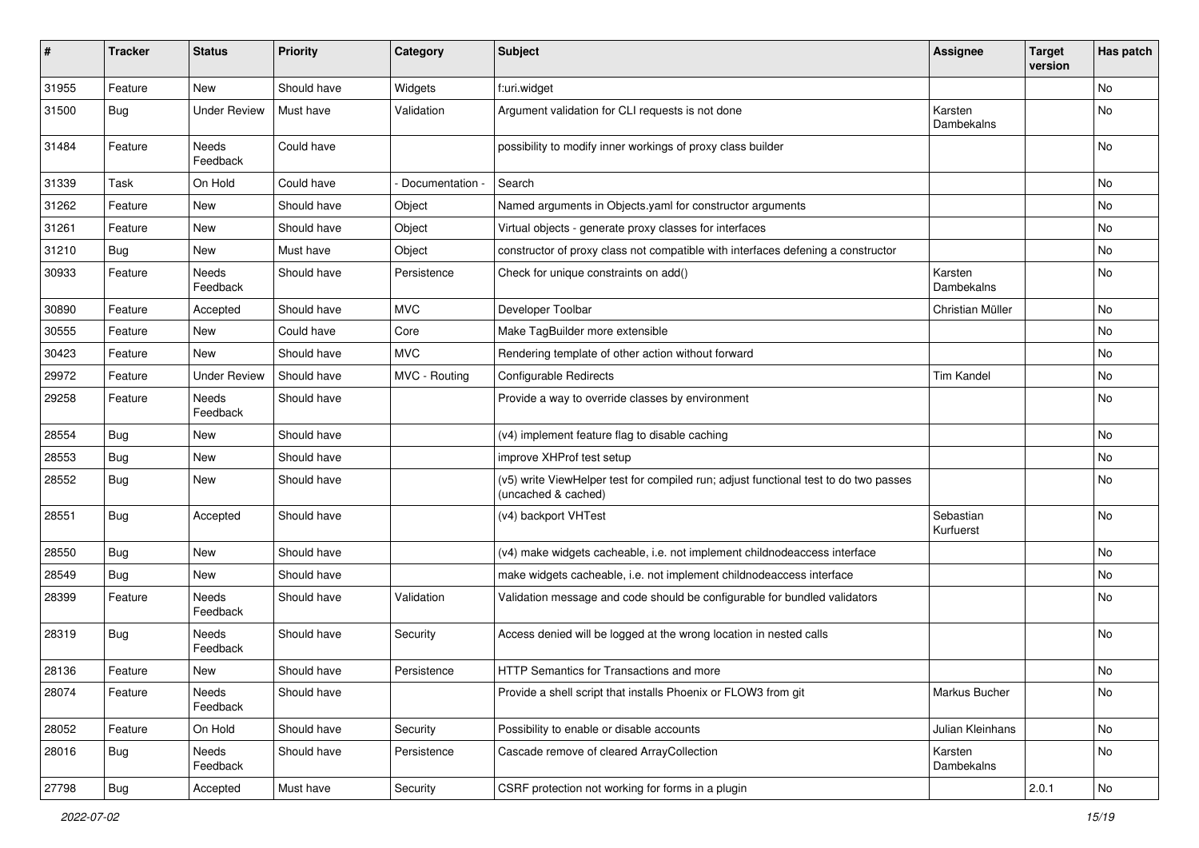| # | Tracker | Status | Priority | Category | Subject | Assignee | Target version | Has patch |
|---|---|---|---|---|---|---|---|---|
| 31955 | Feature | New | Should have | Widgets | f:uri.widget | | | No |
| 31500 | Bug | Under Review | Must have | Validation | Argument validation for CLI requests is not done | Karsten Dambekalns | | No |
| 31484 | Feature | Needs Feedback | Could have | | possibility to modify inner workings of proxy class builder | | | No |
| 31339 | Task | On Hold | Could have | - Documentation - | Search | | | No |
| 31262 | Feature | New | Should have | Object | Named arguments in Objects.yaml for constructor arguments | | | No |
| 31261 | Feature | New | Should have | Object | Virtual objects - generate proxy classes for interfaces | | | No |
| 31210 | Bug | New | Must have | Object | constructor of proxy class not compatible with interfaces defening a constructor | | | No |
| 30933 | Feature | Needs Feedback | Should have | Persistence | Check for unique constraints on add() | Karsten Dambekalns | | No |
| 30890 | Feature | Accepted | Should have | MVC | Developer Toolbar | Christian Müller | | No |
| 30555 | Feature | New | Could have | Core | Make TagBuilder more extensible | | | No |
| 30423 | Feature | New | Should have | MVC | Rendering template of other action without forward | | | No |
| 29972 | Feature | Under Review | Should have | MVC - Routing | Configurable Redirects | Tim Kandel | | No |
| 29258 | Feature | Needs Feedback | Should have | | Provide a way to override classes by environment | | | No |
| 28554 | Bug | New | Should have | | (v4) implement feature flag to disable caching | | | No |
| 28553 | Bug | New | Should have | | improve XHProf test setup | | | No |
| 28552 | Bug | New | Should have | | (v5) write ViewHelper test for compiled run; adjust functional test to do two passes (uncached & cached) | | | No |
| 28551 | Bug | Accepted | Should have | | (v4) backport VHTest | Sebastian Kurfuerst | | No |
| 28550 | Bug | New | Should have | | (v4) make widgets cacheable, i.e. not implement childnodeaccess interface | | | No |
| 28549 | Bug | New | Should have | | make widgets cacheable, i.e. not implement childnodeaccess interface | | | No |
| 28399 | Feature | Needs Feedback | Should have | Validation | Validation message and code should be configurable for bundled validators | | | No |
| 28319 | Bug | Needs Feedback | Should have | Security | Access denied will be logged at the wrong location in nested calls | | | No |
| 28136 | Feature | New | Should have | Persistence | HTTP Semantics for Transactions and more | | | No |
| 28074 | Feature | Needs Feedback | Should have | | Provide a shell script that installs Phoenix or FLOW3 from git | Markus Bucher | | No |
| 28052 | Feature | On Hold | Should have | Security | Possibility to enable or disable accounts | Julian Kleinhans | | No |
| 28016 | Bug | Needs Feedback | Should have | Persistence | Cascade remove of cleared ArrayCollection | Karsten Dambekalns | | No |
| 27798 | Bug | Accepted | Must have | Security | CSRF protection not working for forms in a plugin | | 2.0.1 | No |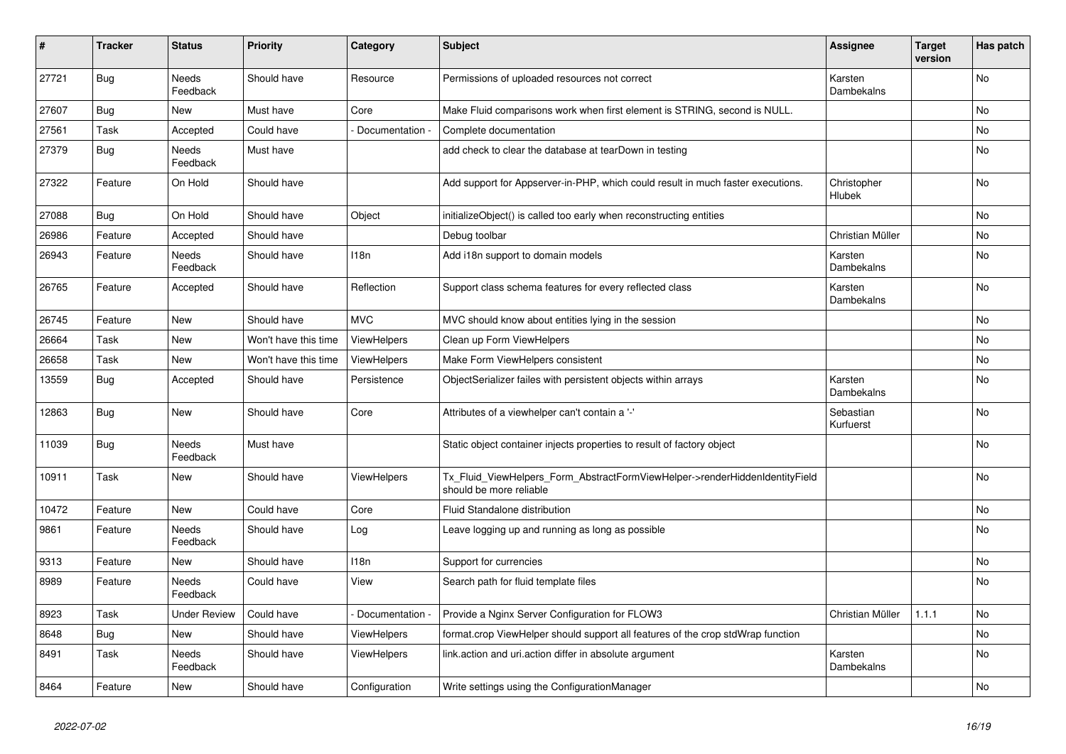| # | Tracker | Status | Priority | Category | Subject | Assignee | Target version | Has patch |
|---|---|---|---|---|---|---|---|---|
| 27721 | Bug | Needs Feedback | Should have | Resource | Permissions of uploaded resources not correct | Karsten Dambekalns | | No |
| 27607 | Bug | New | Must have | Core | Make Fluid comparisons work when first element is STRING, second is NULL. | | | No |
| 27561 | Task | Accepted | Could have | - Documentation - | Complete documentation | | | No |
| 27379 | Bug | Needs Feedback | Must have | | add check to clear the database at tearDown in testing | | | No |
| 27322 | Feature | On Hold | Should have | | Add support for Appserver-in-PHP, which could result in much faster executions. | Christopher Hlubek | | No |
| 27088 | Bug | On Hold | Should have | Object | initializeObject() is called too early when reconstructing entities | | | No |
| 26986 | Feature | Accepted | Should have | | Debug toolbar | Christian Müller | | No |
| 26943 | Feature | Needs Feedback | Should have | I18n | Add i18n support to domain models | Karsten Dambekalns | | No |
| 26765 | Feature | Accepted | Should have | Reflection | Support class schema features for every reflected class | Karsten Dambekalns | | No |
| 26745 | Feature | New | Should have | MVC | MVC should know about entities lying in the session | | | No |
| 26664 | Task | New | Won't have this time | ViewHelpers | Clean up Form ViewHelpers | | | No |
| 26658 | Task | New | Won't have this time | ViewHelpers | Make Form ViewHelpers consistent | | | No |
| 13559 | Bug | Accepted | Should have | Persistence | ObjectSerializer failes with persistent objects within arrays | Karsten Dambekalns | | No |
| 12863 | Bug | New | Should have | Core | Attributes of a viewhelper can't contain a '-' | Sebastian Kurfuerst | | No |
| 11039 | Bug | Needs Feedback | Must have | | Static object container injects properties to result of factory object | | | No |
| 10911 | Task | New | Should have | ViewHelpers | Tx_Fluid_ViewHelpers_Form_AbstractFormViewHelper->renderHiddenIdentityField should be more reliable | | | No |
| 10472 | Feature | New | Could have | Core | Fluid Standalone distribution | | | No |
| 9861 | Feature | Needs Feedback | Should have | Log | Leave logging up and running as long as possible | | | No |
| 9313 | Feature | New | Should have | I18n | Support for currencies | | | No |
| 8989 | Feature | Needs Feedback | Could have | View | Search path for fluid template files | | | No |
| 8923 | Task | Under Review | Could have | - Documentation - | Provide a Nginx Server Configuration for FLOW3 | Christian Müller | 1.1.1 | No |
| 8648 | Bug | New | Should have | ViewHelpers | format.crop ViewHelper should support all features of the crop stdWrap function | | | No |
| 8491 | Task | Needs Feedback | Should have | ViewHelpers | link.action and uri.action differ in absolute argument | Karsten Dambekalns | | No |
| 8464 | Feature | New | Should have | Configuration | Write settings using the ConfigurationManager | | | No |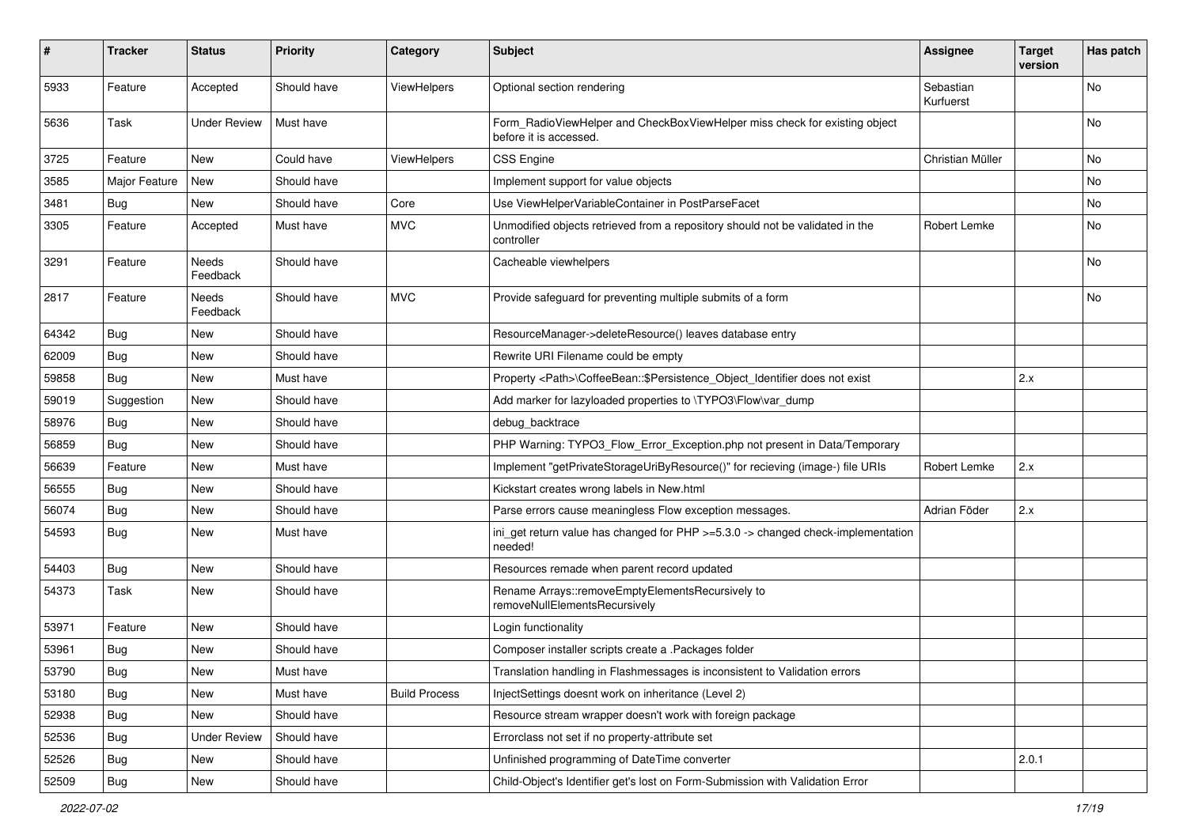| # | Tracker | Status | Priority | Category | Subject | Assignee | Target version | Has patch |
|---|---|---|---|---|---|---|---|---|
| 5933 | Feature | Accepted | Should have | ViewHelpers | Optional section rendering | Sebastian Kurfuerst | | No |
| 5636 | Task | Under Review | Must have | | Form_RadioViewHelper and CheckBoxViewHelper miss check for existing object before it is accessed. | | | No |
| 3725 | Feature | New | Could have | ViewHelpers | CSS Engine | Christian Müller | | No |
| 3585 | Major Feature | New | Should have | | Implement support for value objects | | | No |
| 3481 | Bug | New | Should have | Core | Use ViewHelperVariableContainer in PostParseFacet | | | No |
| 3305 | Feature | Accepted | Must have | MVC | Unmodified objects retrieved from a repository should not be validated in the controller | Robert Lemke | | No |
| 3291 | Feature | Needs Feedback | Should have | | Cacheable viewhelpers | | | No |
| 2817 | Feature | Needs Feedback | Should have | MVC | Provide safeguard for preventing multiple submits of a form | | | No |
| 64342 | Bug | New | Should have | | ResourceManager->deleteResource() leaves database entry | | | |
| 62009 | Bug | New | Should have | | Rewrite URI Filename could be empty | | | |
| 59858 | Bug | New | Must have | | Property <Path>\CoffeeBean::$Persistence_Object_Identifier does not exist | | 2.x | |
| 59019 | Suggestion | New | Should have | | Add marker for lazyloaded properties to \TYPO3\Flow\var_dump | | | |
| 58976 | Bug | New | Should have | | debug_backtrace | | | |
| 56859 | Bug | New | Should have | | PHP Warning: TYPO3_Flow_Error_Exception.php not present in Data/Temporary | | | |
| 56639 | Feature | New | Must have | | Implement "getPrivateStorageUriByResource()" for recieving (image-) file URIs | Robert Lemke | 2.x | |
| 56555 | Bug | New | Should have | | Kickstart creates wrong labels in New.html | | | |
| 56074 | Bug | New | Should have | | Parse errors cause meaningless Flow exception messages. | Adrian Föder | 2.x | |
| 54593 | Bug | New | Must have | | ini_get return value has changed for PHP >=5.3.0 -> changed check-implementation needed! | | | |
| 54403 | Bug | New | Should have | | Resources remade when parent record updated | | | |
| 54373 | Task | New | Should have | | Rename Arrays::removeEmptyElementsRecursively to removeNullElementsRecursively | | | |
| 53971 | Feature | New | Should have | | Login functionality | | | |
| 53961 | Bug | New | Should have | | Composer installer scripts create a .Packages folder | | | |
| 53790 | Bug | New | Must have | | Translation handling in Flashmessages is inconsistent to Validation errors | | | |
| 53180 | Bug | New | Must have | Build Process | InjectSettings doesnt work on inheritance (Level 2) | | | |
| 52938 | Bug | New | Should have | | Resource stream wrapper doesn't work with foreign package | | | |
| 52536 | Bug | Under Review | Should have | | Errorclass not set if no property-attribute set | | | |
| 52526 | Bug | New | Should have | | Unfinished programming of DateTime converter | | 2.0.1 | |
| 52509 | Bug | New | Should have | | Child-Object's Identifier get's lost on Form-Submission with Validation Error | | | |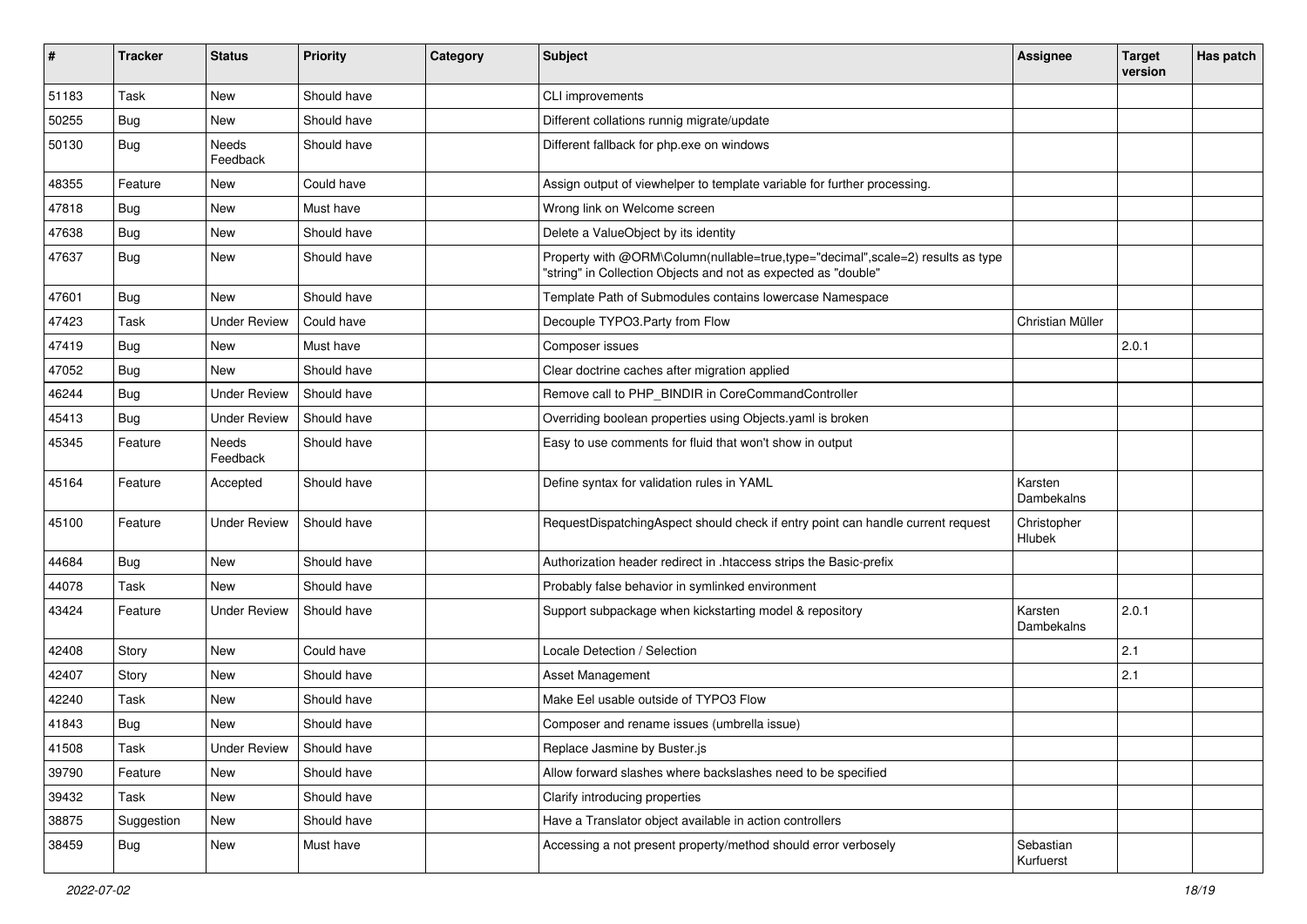| # | Tracker | Status | Priority | Category | Subject | Assignee | Target version | Has patch |
|---|---|---|---|---|---|---|---|---|
| 51183 | Task | New | Should have | | CLI improvements | | | |
| 50255 | Bug | New | Should have | | Different collations runnig migrate/update | | | |
| 50130 | Bug | Needs Feedback | Should have | | Different fallback for php.exe on windows | | | |
| 48355 | Feature | New | Could have | | Assign output of viewhelper to template variable for further processing. | | | |
| 47818 | Bug | New | Must have | | Wrong link on Welcome screen | | | |
| 47638 | Bug | New | Should have | | Delete a ValueObject by its identity | | | |
| 47637 | Bug | New | Should have | | Property with @ORM\Column(nullable=true,type="decimal",scale=2) results as type "string" in Collection Objects and not as expected as "double" | | | |
| 47601 | Bug | New | Should have | | Template Path of Submodules contains lowercase Namespace | | | |
| 47423 | Task | Under Review | Could have | | Decouple TYPO3.Party from Flow | Christian Müller | | |
| 47419 | Bug | New | Must have | | Composer issues | | 2.0.1 | |
| 47052 | Bug | New | Should have | | Clear doctrine caches after migration applied | | | |
| 46244 | Bug | Under Review | Should have | | Remove call to PHP_BINDIR in CoreCommandController | | | |
| 45413 | Bug | Under Review | Should have | | Overriding boolean properties using Objects.yaml is broken | | | |
| 45345 | Feature | Needs Feedback | Should have | | Easy to use comments for fluid that won't show in output | | | |
| 45164 | Feature | Accepted | Should have | | Define syntax for validation rules in YAML | Karsten Dambekalns | | |
| 45100 | Feature | Under Review | Should have | | RequestDispatchingAspect should check if entry point can handle current request | Christopher Hlubek | | |
| 44684 | Bug | New | Should have | | Authorization header redirect in .htaccess strips the Basic-prefix | | | |
| 44078 | Task | New | Should have | | Probably false behavior in symlinked environment | | | |
| 43424 | Feature | Under Review | Should have | | Support subpackage when kickstarting model & repository | Karsten Dambekalns | 2.0.1 | |
| 42408 | Story | New | Could have | | Locale Detection / Selection | | 2.1 | |
| 42407 | Story | New | Should have | | Asset Management | | 2.1 | |
| 42240 | Task | New | Should have | | Make Eel usable outside of TYPO3 Flow | | | |
| 41843 | Bug | New | Should have | | Composer and rename issues (umbrella issue) | | | |
| 41508 | Task | Under Review | Should have | | Replace Jasmine by Buster.js | | | |
| 39790 | Feature | New | Should have | | Allow forward slashes where backslashes need to be specified | | | |
| 39432 | Task | New | Should have | | Clarify introducing properties | | | |
| 38875 | Suggestion | New | Should have | | Have a Translator object available in action controllers | | | |
| 38459 | Bug | New | Must have | | Accessing a not present property/method should error verbosely | Sebastian Kurfuerst | | |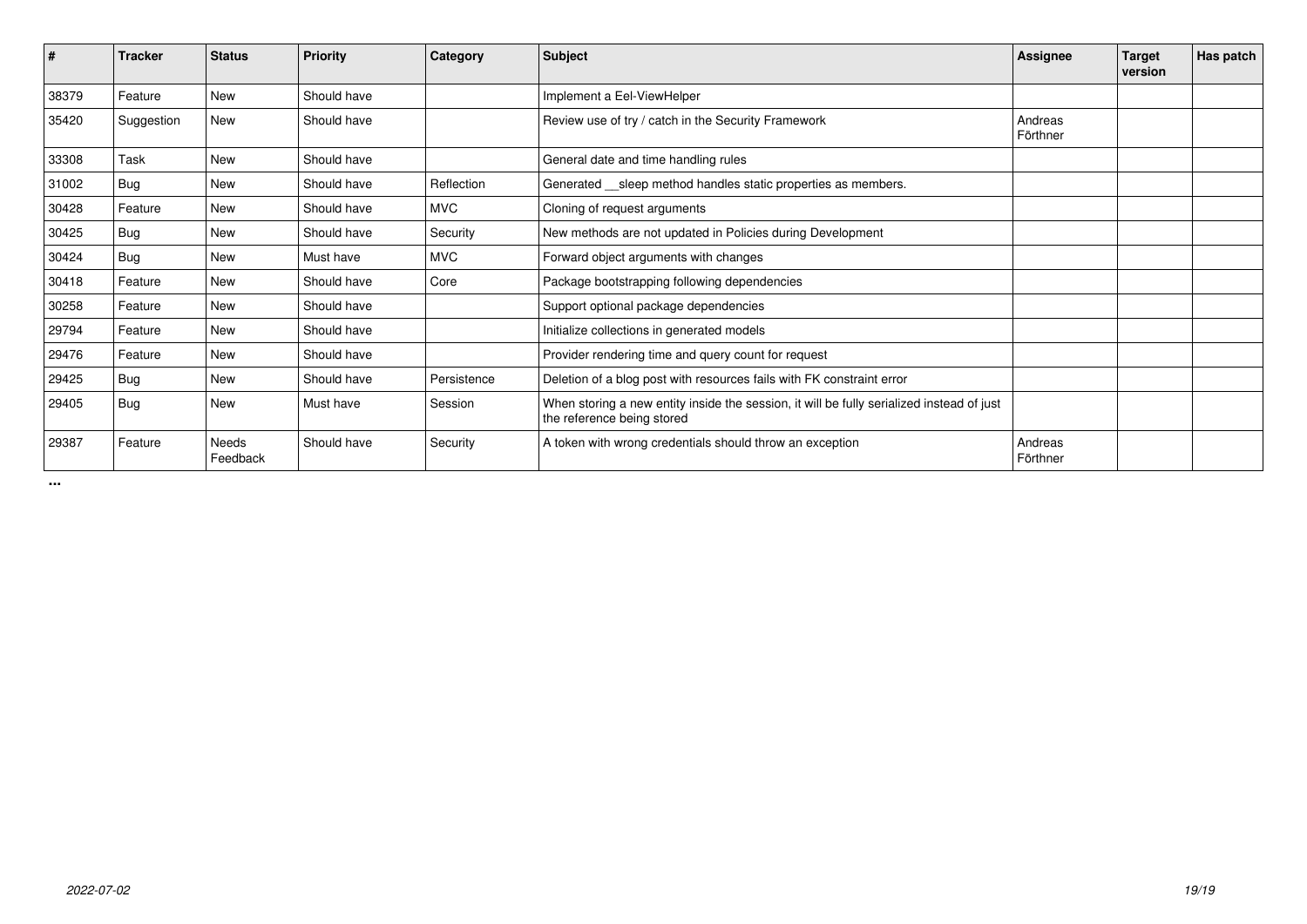| # | Tracker | Status | Priority | Category | Subject | Assignee | Target version | Has patch |
|---|---|---|---|---|---|---|---|---|
| 38379 | Feature | New | Should have | | Implement a Eel-ViewHelper | | | |
| 35420 | Suggestion | New | Should have | | Review use of try / catch in the Security Framework | Andreas Förthner | | |
| 33308 | Task | New | Should have | | General date and time handling rules | | | |
| 31002 | Bug | New | Should have | Reflection | Generated __sleep method handles static properties as members. | | | |
| 30428 | Feature | New | Should have | MVC | Cloning of request arguments | | | |
| 30425 | Bug | New | Should have | Security | New methods are not updated in Policies during Development | | | |
| 30424 | Bug | New | Must have | MVC | Forward object arguments with changes | | | |
| 30418 | Feature | New | Should have | Core | Package bootstrapping following dependencies | | | |
| 30258 | Feature | New | Should have | | Support optional package dependencies | | | |
| 29794 | Feature | New | Should have | | Initialize collections in generated models | | | |
| 29476 | Feature | New | Should have | | Provider rendering time and query count for request | | | |
| 29425 | Bug | New | Should have | Persistence | Deletion of a blog post with resources fails with FK constraint error | | | |
| 29405 | Bug | New | Must have | Session | When storing a new entity inside the session, it will be fully serialized instead of just the reference being stored | | | |
| 29387 | Feature | Needs Feedback | Should have | Security | A token with wrong credentials should throw an exception | Andreas Förthner | | |

...